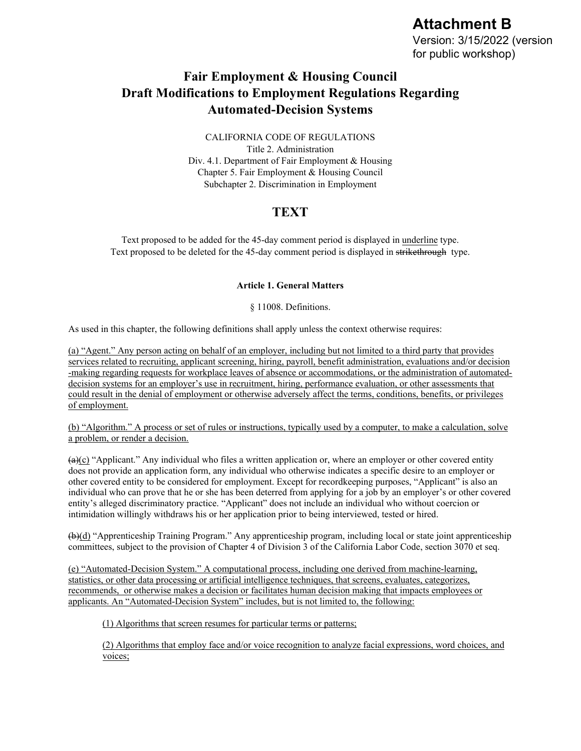**Attachment B**
Version: 3/15/2022 (version for public workshop)

# Fair Employment & Housing Council Draft Modifications to Employment Regulations Regarding Automated-Decision Systems

CALIFORNIA CODE OF REGULATIONS
Title 2. Administration
Div. 4.1. Department of Fair Employment & Housing
Chapter 5. Fair Employment & Housing Council
Subchapter 2. Discrimination in Employment

## TEXT

Text proposed to be added for the 45-day comment period is displayed in <u>underline</u> type.
Text proposed to be deleted for the 45-day comment period is displayed in ~~strikethrough~~ type.

### Article 1. General Matters

§ 11008. Definitions.

As used in this chapter, the following definitions shall apply unless the context otherwise requires:

<u>(a) "Agent." Any person acting on behalf of an employer, including but not limited to a third party that provides services related to recruiting, applicant screening, hiring, payroll, benefit administration, evaluations and/or decision -making regarding requests for workplace leaves of absence or accommodations, or the administration of automated-decision systems for an employer's use in recruitment, hiring, performance evaluation, or other assessments that could result in the denial of employment or otherwise adversely affect the terms, conditions, benefits, or privileges of employment.</u>

<u>(b) "Algorithm." A process or set of rules or instructions, typically used by a computer, to make a calculation, solve a problem, or render a decision.</u>

~~(a)~~<u>(c)</u> "Applicant." Any individual who files a written application or, where an employer or other covered entity does not provide an application form, any individual who otherwise indicates a specific desire to an employer or other covered entity to be considered for employment. Except for recordkeeping purposes, "Applicant" is also an individual who can prove that he or she has been deterred from applying for a job by an employer's or other covered entity's alleged discriminatory practice. "Applicant" does not include an individual who without coercion or intimidation willingly withdraws his or her application prior to being interviewed, tested or hired.

~~(b)~~<u>(d)</u> "Apprenticeship Training Program." Any apprenticeship program, including local or state joint apprenticeship committees, subject to the provision of Chapter 4 of Division 3 of the California Labor Code, section 3070 et seq.

<u>(e) "Automated-Decision System." A computational process, including one derived from machine-learning, statistics, or other data processing or artificial intelligence techniques, that screens, evaluates, categorizes, recommends, or otherwise makes a decision or facilitates human decision making that impacts employees or applicants. An "Automated-Decision System" includes, but is not limited to, the following:</u>

<u>(1) Algorithms that screen resumes for particular terms or patterns;</u>

<u>(2) Algorithms that employ face and/or voice recognition to analyze facial expressions, word choices, and voices;</u>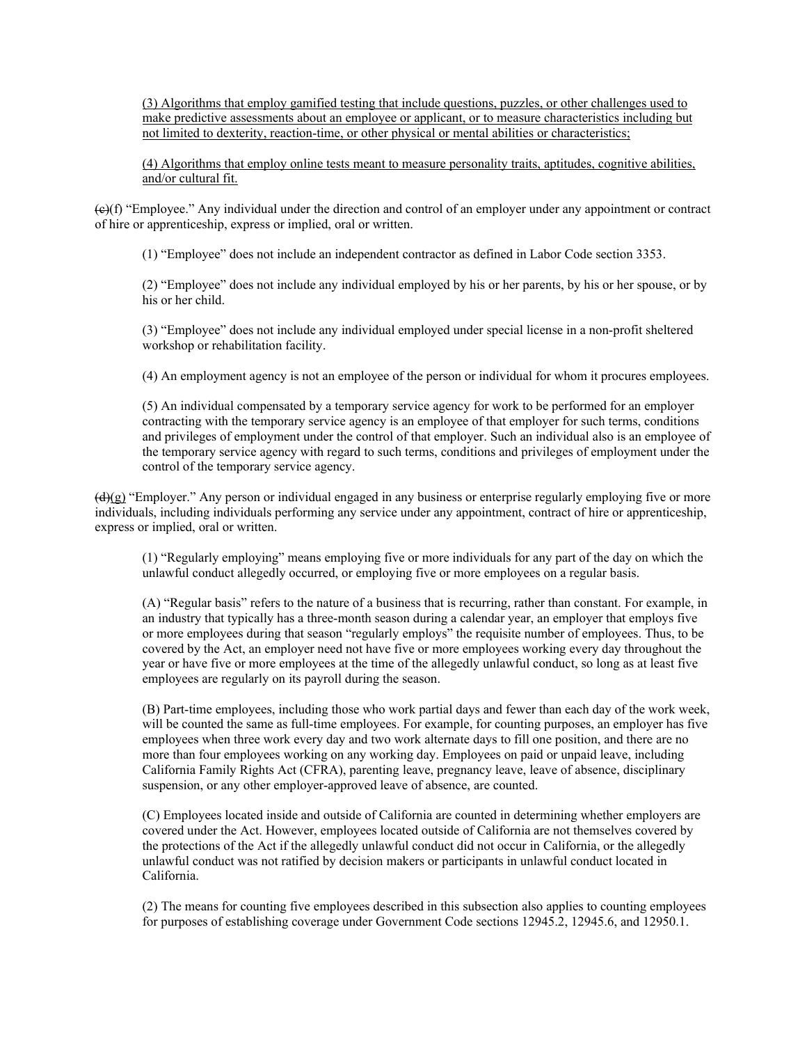<u>(3) Algorithms that employ gamified testing that include questions, puzzles, or other challenges used to make predictive assessments about an employee or applicant, or to measure characteristics including but not limited to dexterity, reaction-time, or other physical or mental abilities or characteristics;</u>

<u>(4) Algorithms that employ online tests meant to measure personality traits, aptitudes, cognitive abilities, and/or cultural fit.</u>

~~(c)~~(f) "Employee." Any individual under the direction and control of an employer under any appointment or contract of hire or apprenticeship, express or implied, oral or written.

(1) "Employee" does not include an independent contractor as defined in Labor Code section 3353.

(2) "Employee" does not include any individual employed by his or her parents, by his or her spouse, or by his or her child.

(3) "Employee" does not include any individual employed under special license in a non-profit sheltered workshop or rehabilitation facility.

(4) An employment agency is not an employee of the person or individual for whom it procures employees.

(5) An individual compensated by a temporary service agency for work to be performed for an employer contracting with the temporary service agency is an employee of that employer for such terms, conditions and privileges of employment under the control of that employer. Such an individual also is an employee of the temporary service agency with regard to such terms, conditions and privileges of employment under the control of the temporary service agency.

~~(d)~~<u>(g)</u> "Employer." Any person or individual engaged in any business or enterprise regularly employing five or more individuals, including individuals performing any service under any appointment, contract of hire or apprenticeship, express or implied, oral or written.

(1) "Regularly employing" means employing five or more individuals for any part of the day on which the unlawful conduct allegedly occurred, or employing five or more employees on a regular basis.

(A) "Regular basis" refers to the nature of a business that is recurring, rather than constant. For example, in an industry that typically has a three-month season during a calendar year, an employer that employs five or more employees during that season "regularly employs" the requisite number of employees. Thus, to be covered by the Act, an employer need not have five or more employees working every day throughout the year or have five or more employees at the time of the allegedly unlawful conduct, so long as at least five employees are regularly on its payroll during the season.

(B) Part-time employees, including those who work partial days and fewer than each day of the work week, will be counted the same as full-time employees. For example, for counting purposes, an employer has five employees when three work every day and two work alternate days to fill one position, and there are no more than four employees working on any working day. Employees on paid or unpaid leave, including California Family Rights Act (CFRA), parenting leave, pregnancy leave, leave of absence, disciplinary suspension, or any other employer-approved leave of absence, are counted.

(C) Employees located inside and outside of California are counted in determining whether employers are covered under the Act. However, employees located outside of California are not themselves covered by the protections of the Act if the allegedly unlawful conduct did not occur in California, or the allegedly unlawful conduct was not ratified by decision makers or participants in unlawful conduct located in California.

(2) The means for counting five employees described in this subsection also applies to counting employees for purposes of establishing coverage under Government Code sections 12945.2, 12945.6, and 12950.1.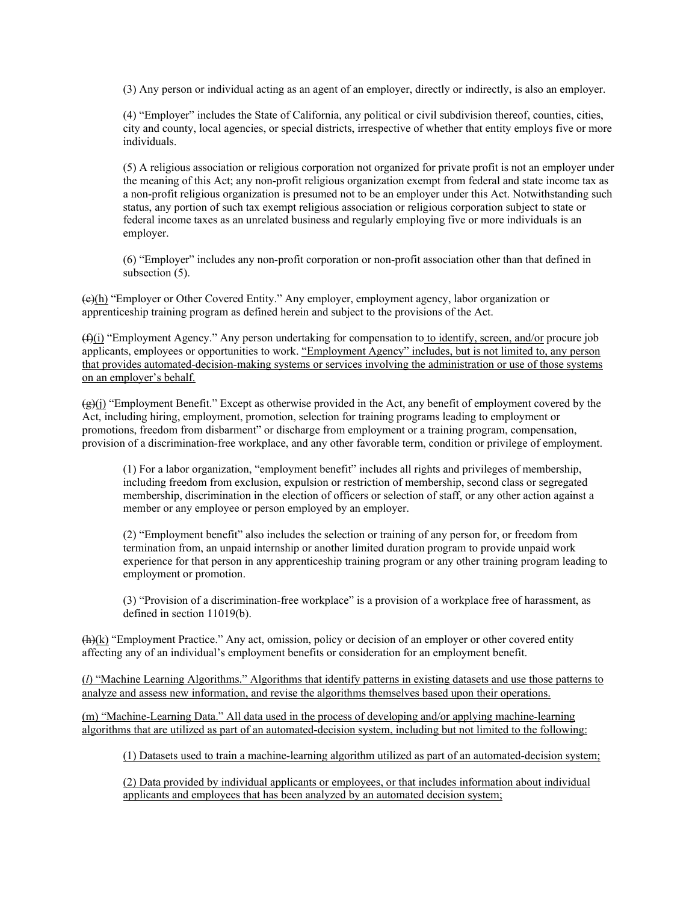(3) Any person or individual acting as an agent of an employer, directly or indirectly, is also an employer.

(4) "Employer" includes the State of California, any political or civil subdivision thereof, counties, cities, city and county, local agencies, or special districts, irrespective of whether that entity employs five or more individuals.

(5) A religious association or religious corporation not organized for private profit is not an employer under the meaning of this Act; any non-profit religious organization exempt from federal and state income tax as a non-profit religious organization is presumed not to be an employer under this Act. Notwithstanding such status, any portion of such tax exempt religious association or religious corporation subject to state or federal income taxes as an unrelated business and regularly employing five or more individuals is an employer.

(6) "Employer" includes any non-profit corporation or non-profit association other than that defined in subsection (5).

~~(e)~~<u>(h)</u> "Employer or Other Covered Entity." Any employer, employment agency, labor organization or apprenticeship training program as defined herein and subject to the provisions of the Act.

~~(f)~~<u>(i)</u> "Employment Agency." Any person undertaking for compensation to<u> to identify, screen, and/or</u> procure job applicants, employees or opportunities to work. <u>"Employment Agency" includes, but is not limited to, any person that provides automated-decision-making systems or services involving the administration or use of those systems on an employer's behalf.</u>

~~(g)~~<u>(j)</u> "Employment Benefit." Except as otherwise provided in the Act, any benefit of employment covered by the Act, including hiring, employment, promotion, selection for training programs leading to employment or promotions, freedom from disbarment" or discharge from employment or a training program, compensation, provision of a discrimination-free workplace, and any other favorable term, condition or privilege of employment.

(1) For a labor organization, "employment benefit" includes all rights and privileges of membership, including freedom from exclusion, expulsion or restriction of membership, second class or segregated membership, discrimination in the election of officers or selection of staff, or any other action against a member or any employee or person employed by an employer.

(2) "Employment benefit" also includes the selection or training of any person for, or freedom from termination from, an unpaid internship or another limited duration program to provide unpaid work experience for that person in any apprenticeship training program or any other training program leading to employment or promotion.

(3) "Provision of a discrimination-free workplace" is a provision of a workplace free of harassment, as defined in section 11019(b).

~~(h)~~<u>(k)</u> "Employment Practice." Any act, omission, policy or decision of an employer or other covered entity affecting any of an individual's employment benefits or consideration for an employment benefit.

<u>(*l*) "Machine Learning Algorithms." Algorithms that identify patterns in existing datasets and use those patterns to analyze and assess new information, and revise the algorithms themselves based upon their operations.</u>

<u>(m) "Machine-Learning Data." All data used in the process of developing and/or applying machine-learning algorithms that are utilized as part of an automated-decision system, including but not limited to the following:</u>

<u>(1) Datasets used to train a machine-learning algorithm utilized as part of an automated-decision system;</u>

<u>(2) Data provided by individual applicants or employees, or that includes information about individual applicants and employees that has been analyzed by an automated decision system;</u>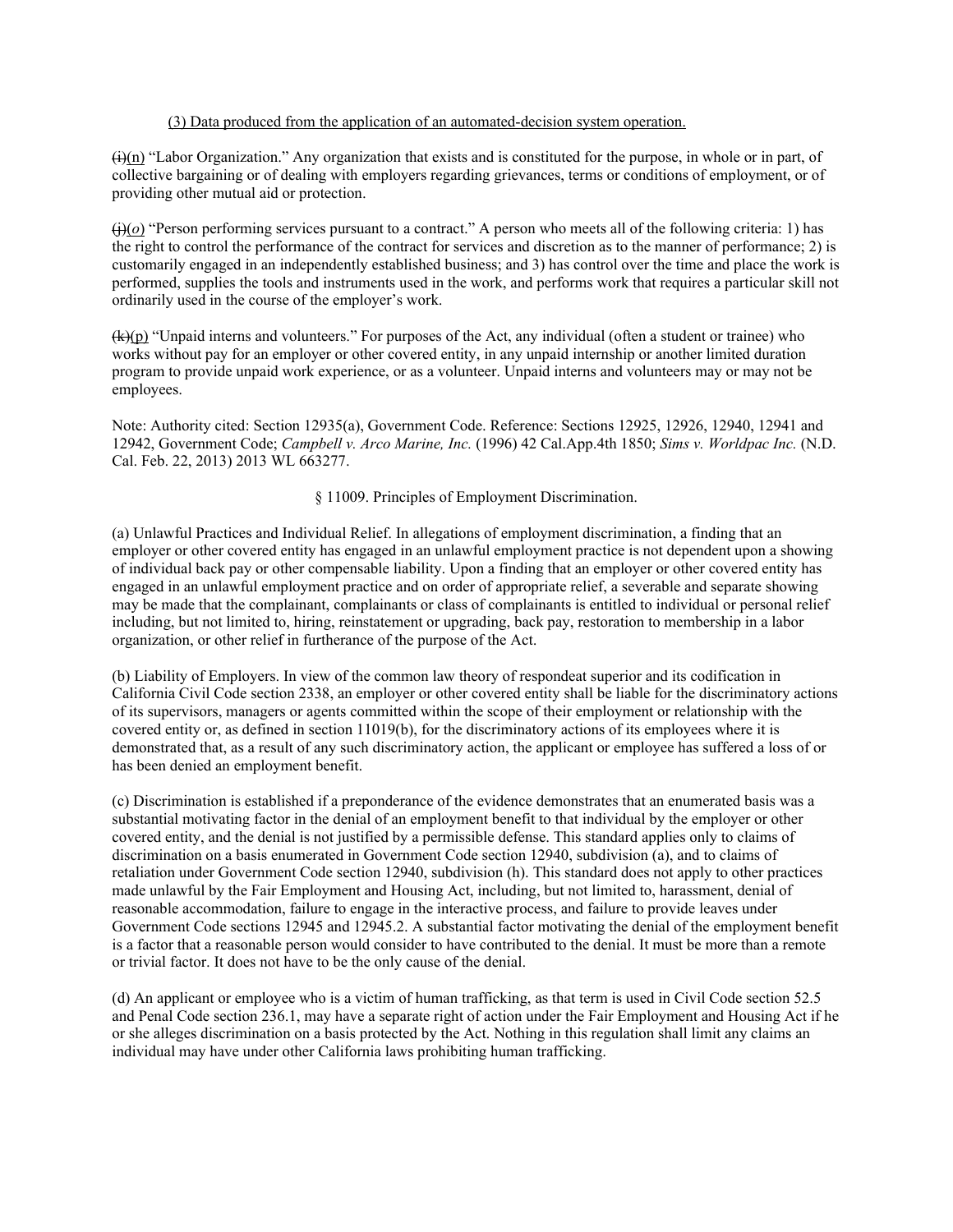(3) Data produced from the application of an automated-decision system operation.

~~(i)~~(n) "Labor Organization." Any organization that exists and is constituted for the purpose, in whole or in part, of collective bargaining or of dealing with employers regarding grievances, terms or conditions of employment, or of providing other mutual aid or protection.

~~(j)~~(*o*) "Person performing services pursuant to a contract." A person who meets all of the following criteria: 1) has the right to control the performance of the contract for services and discretion as to the manner of performance; 2) is customarily engaged in an independently established business; and 3) has control over the time and place the work is performed, supplies the tools and instruments used in the work, and performs work that requires a particular skill not ordinarily used in the course of the employer's work.

~~(k)~~(p) "Unpaid interns and volunteers." For purposes of the Act, any individual (often a student or trainee) who works without pay for an employer or other covered entity, in any unpaid internship or another limited duration program to provide unpaid work experience, or as a volunteer. Unpaid interns and volunteers may or may not be employees.

Note: Authority cited: Section 12935(a), Government Code. Reference: Sections 12925, 12926, 12940, 12941 and 12942, Government Code; *Campbell v. Arco Marine, Inc.* (1996) 42 Cal.App.4th 1850; *Sims v. Worldpac Inc.* (N.D. Cal. Feb. 22, 2013) 2013 WL 663277.

§ 11009. Principles of Employment Discrimination.

(a) Unlawful Practices and Individual Relief. In allegations of employment discrimination, a finding that an employer or other covered entity has engaged in an unlawful employment practice is not dependent upon a showing of individual back pay or other compensable liability. Upon a finding that an employer or other covered entity has engaged in an unlawful employment practice and on order of appropriate relief, a severable and separate showing may be made that the complainant, complainants or class of complainants is entitled to individual or personal relief including, but not limited to, hiring, reinstatement or upgrading, back pay, restoration to membership in a labor organization, or other relief in furtherance of the purpose of the Act.

(b) Liability of Employers. In view of the common law theory of respondeat superior and its codification in California Civil Code section 2338, an employer or other covered entity shall be liable for the discriminatory actions of its supervisors, managers or agents committed within the scope of their employment or relationship with the covered entity or, as defined in section 11019(b), for the discriminatory actions of its employees where it is demonstrated that, as a result of any such discriminatory action, the applicant or employee has suffered a loss of or has been denied an employment benefit.

(c) Discrimination is established if a preponderance of the evidence demonstrates that an enumerated basis was a substantial motivating factor in the denial of an employment benefit to that individual by the employer or other covered entity, and the denial is not justified by a permissible defense. This standard applies only to claims of discrimination on a basis enumerated in Government Code section 12940, subdivision (a), and to claims of retaliation under Government Code section 12940, subdivision (h). This standard does not apply to other practices made unlawful by the Fair Employment and Housing Act, including, but not limited to, harassment, denial of reasonable accommodation, failure to engage in the interactive process, and failure to provide leaves under Government Code sections 12945 and 12945.2. A substantial factor motivating the denial of the employment benefit is a factor that a reasonable person would consider to have contributed to the denial. It must be more than a remote or trivial factor. It does not have to be the only cause of the denial.

(d) An applicant or employee who is a victim of human trafficking, as that term is used in Civil Code section 52.5 and Penal Code section 236.1, may have a separate right of action under the Fair Employment and Housing Act if he or she alleges discrimination on a basis protected by the Act. Nothing in this regulation shall limit any claims an individual may have under other California laws prohibiting human trafficking.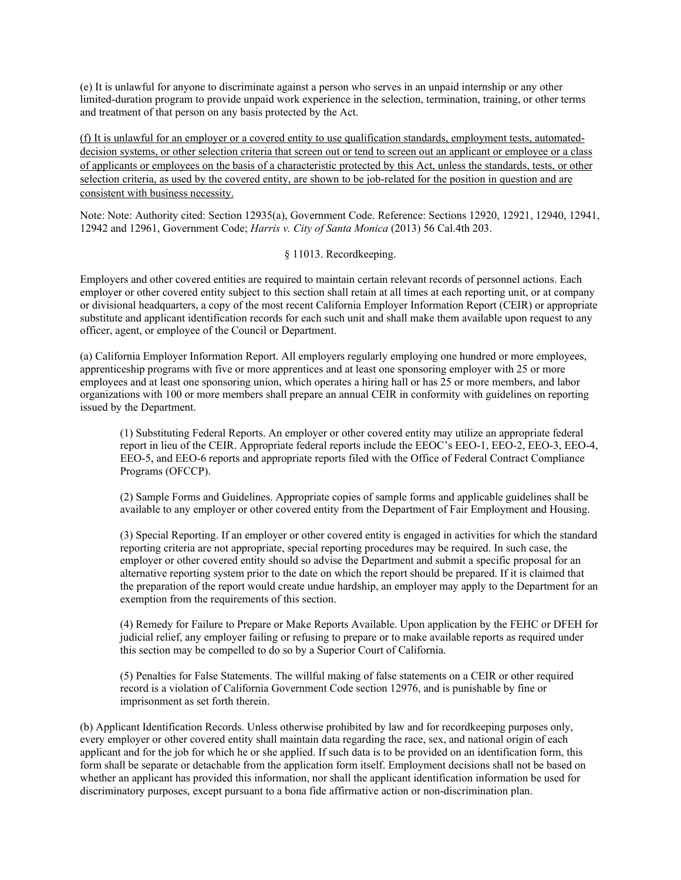(e) It is unlawful for anyone to discriminate against a person who serves in an unpaid internship or any other limited-duration program to provide unpaid work experience in the selection, termination, training, or other terms and treatment of that person on any basis protected by the Act.

<u>(f) It is unlawful for an employer or a covered entity to use qualification standards, employment tests, automated-decision systems, or other selection criteria that screen out or tend to screen out an applicant or employee or a class of applicants or employees on the basis of a characteristic protected by this Act, unless the standards, tests, or other selection criteria, as used by the covered entity, are shown to be job-related for the position in question and are consistent with business necessity.</u>

Note: Note: Authority cited: Section 12935(a), Government Code. Reference: Sections 12920, 12921, 12940, 12941, 12942 and 12961, Government Code; *Harris v. City of Santa Monica* (2013) 56 Cal.4th 203.

§ 11013. Recordkeeping.

Employers and other covered entities are required to maintain certain relevant records of personnel actions. Each employer or other covered entity subject to this section shall retain at all times at each reporting unit, or at company or divisional headquarters, a copy of the most recent California Employer Information Report (CEIR) or appropriate substitute and applicant identification records for each such unit and shall make them available upon request to any officer, agent, or employee of the Council or Department.

(a) California Employer Information Report. All employers regularly employing one hundred or more employees, apprenticeship programs with five or more apprentices and at least one sponsoring employer with 25 or more employees and at least one sponsoring union, which operates a hiring hall or has 25 or more members, and labor organizations with 100 or more members shall prepare an annual CEIR in conformity with guidelines on reporting issued by the Department.

(1) Substituting Federal Reports. An employer or other covered entity may utilize an appropriate federal report in lieu of the CEIR. Appropriate federal reports include the EEOC's EEO-1, EEO-2, EEO-3, EEO-4, EEO-5, and EEO-6 reports and appropriate reports filed with the Office of Federal Contract Compliance Programs (OFCCP).

(2) Sample Forms and Guidelines. Appropriate copies of sample forms and applicable guidelines shall be available to any employer or other covered entity from the Department of Fair Employment and Housing.

(3) Special Reporting. If an employer or other covered entity is engaged in activities for which the standard reporting criteria are not appropriate, special reporting procedures may be required. In such case, the employer or other covered entity should so advise the Department and submit a specific proposal for an alternative reporting system prior to the date on which the report should be prepared. If it is claimed that the preparation of the report would create undue hardship, an employer may apply to the Department for an exemption from the requirements of this section.

(4) Remedy for Failure to Prepare or Make Reports Available. Upon application by the FEHC or DFEH for judicial relief, any employer failing or refusing to prepare or to make available reports as required under this section may be compelled to do so by a Superior Court of California.

(5) Penalties for False Statements. The willful making of false statements on a CEIR or other required record is a violation of California Government Code section 12976, and is punishable by fine or imprisonment as set forth therein.

(b) Applicant Identification Records. Unless otherwise prohibited by law and for recordkeeping purposes only, every employer or other covered entity shall maintain data regarding the race, sex, and national origin of each applicant and for the job for which he or she applied. If such data is to be provided on an identification form, this form shall be separate or detachable from the application form itself. Employment decisions shall not be based on whether an applicant has provided this information, nor shall the applicant identification information be used for discriminatory purposes, except pursuant to a bona fide affirmative action or non-discrimination plan.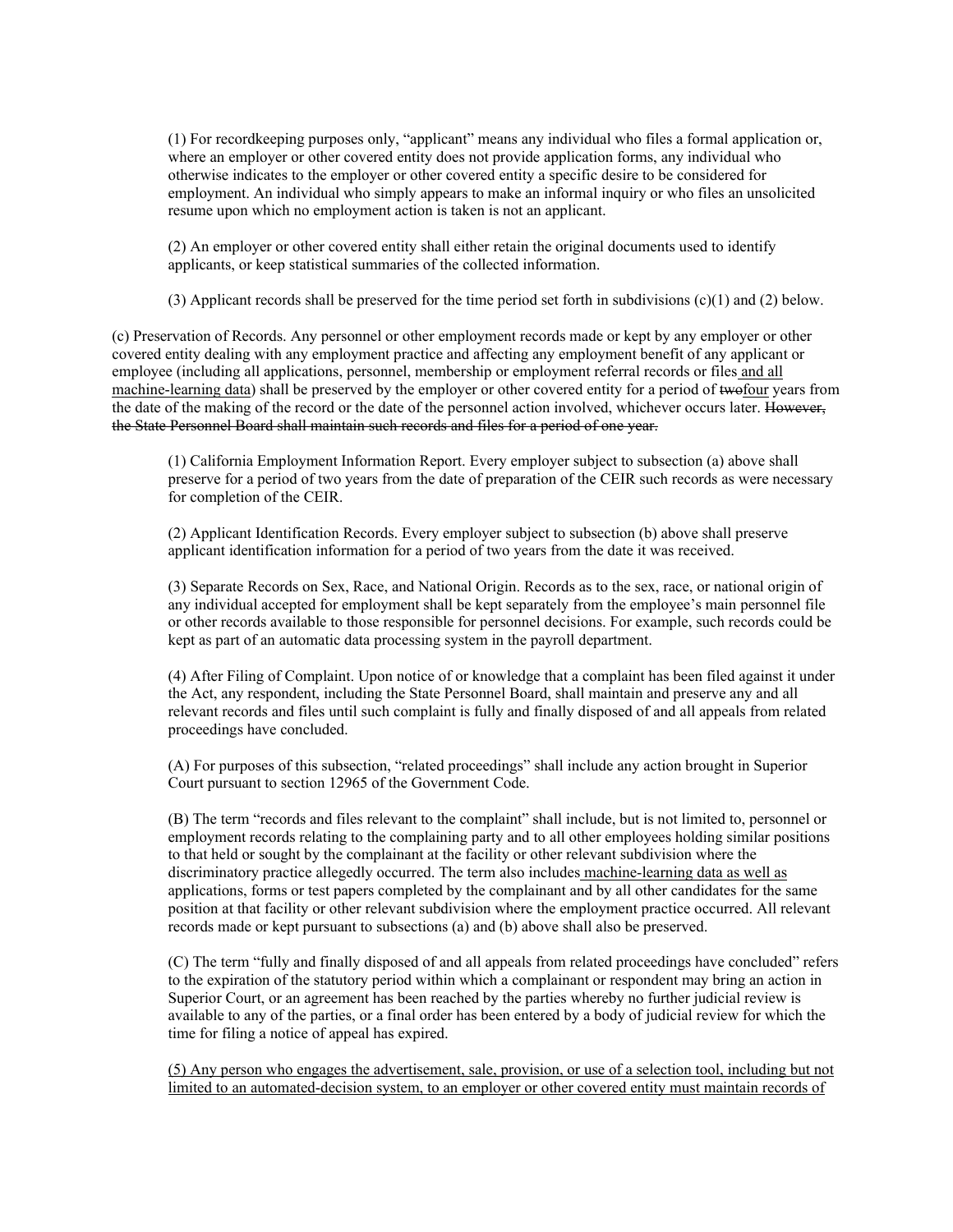(1) For recordkeeping purposes only, "applicant" means any individual who files a formal application or, where an employer or other covered entity does not provide application forms, any individual who otherwise indicates to the employer or other covered entity a specific desire to be considered for employment. An individual who simply appears to make an informal inquiry or who files an unsolicited resume upon which no employment action is taken is not an applicant.

(2) An employer or other covered entity shall either retain the original documents used to identify applicants, or keep statistical summaries of the collected information.

(3) Applicant records shall be preserved for the time period set forth in subdivisions (c)(1) and (2) below.

(c) Preservation of Records. Any personnel or other employment records made or kept by any employer or other covered entity dealing with any employment practice and affecting any employment benefit of any applicant or employee (including all applications, personnel, membership or employment referral records or files <u>and all machine-learning data</u>) shall be preserved by the employer or other covered entity for a period of ~~two~~<u>four</u> years from the date of the making of the record or the date of the personnel action involved, whichever occurs later. ~~However, the State Personnel Board shall maintain such records and files for a period of one year.~~

(1) California Employment Information Report. Every employer subject to subsection (a) above shall preserve for a period of two years from the date of preparation of the CEIR such records as were necessary for completion of the CEIR.

(2) Applicant Identification Records. Every employer subject to subsection (b) above shall preserve applicant identification information for a period of two years from the date it was received.

(3) Separate Records on Sex, Race, and National Origin. Records as to the sex, race, or national origin of any individual accepted for employment shall be kept separately from the employee's main personnel file or other records available to those responsible for personnel decisions. For example, such records could be kept as part of an automatic data processing system in the payroll department.

(4) After Filing of Complaint. Upon notice of or knowledge that a complaint has been filed against it under the Act, any respondent, including the State Personnel Board, shall maintain and preserve any and all relevant records and files until such complaint is fully and finally disposed of and all appeals from related proceedings have concluded.

(A) For purposes of this subsection, "related proceedings" shall include any action brought in Superior Court pursuant to section 12965 of the Government Code.

(B) The term "records and files relevant to the complaint" shall include, but is not limited to, personnel or employment records relating to the complaining party and to all other employees holding similar positions to that held or sought by the complainant at the facility or other relevant subdivision where the discriminatory practice allegedly occurred. The term also includes <u>machine-learning data as well as</u> applications, forms or test papers completed by the complainant and by all other candidates for the same position at that facility or other relevant subdivision where the employment practice occurred. All relevant records made or kept pursuant to subsections (a) and (b) above shall also be preserved.

(C) The term "fully and finally disposed of and all appeals from related proceedings have concluded" refers to the expiration of the statutory period within which a complainant or respondent may bring an action in Superior Court, or an agreement has been reached by the parties whereby no further judicial review is available to any of the parties, or a final order has been entered by a body of judicial review for which the time for filing a notice of appeal has expired.

<u>(5) Any person who engages the advertisement, sale, provision, or use of a selection tool, including but not limited to an automated-decision system, to an employer or other covered entity must maintain records of</u>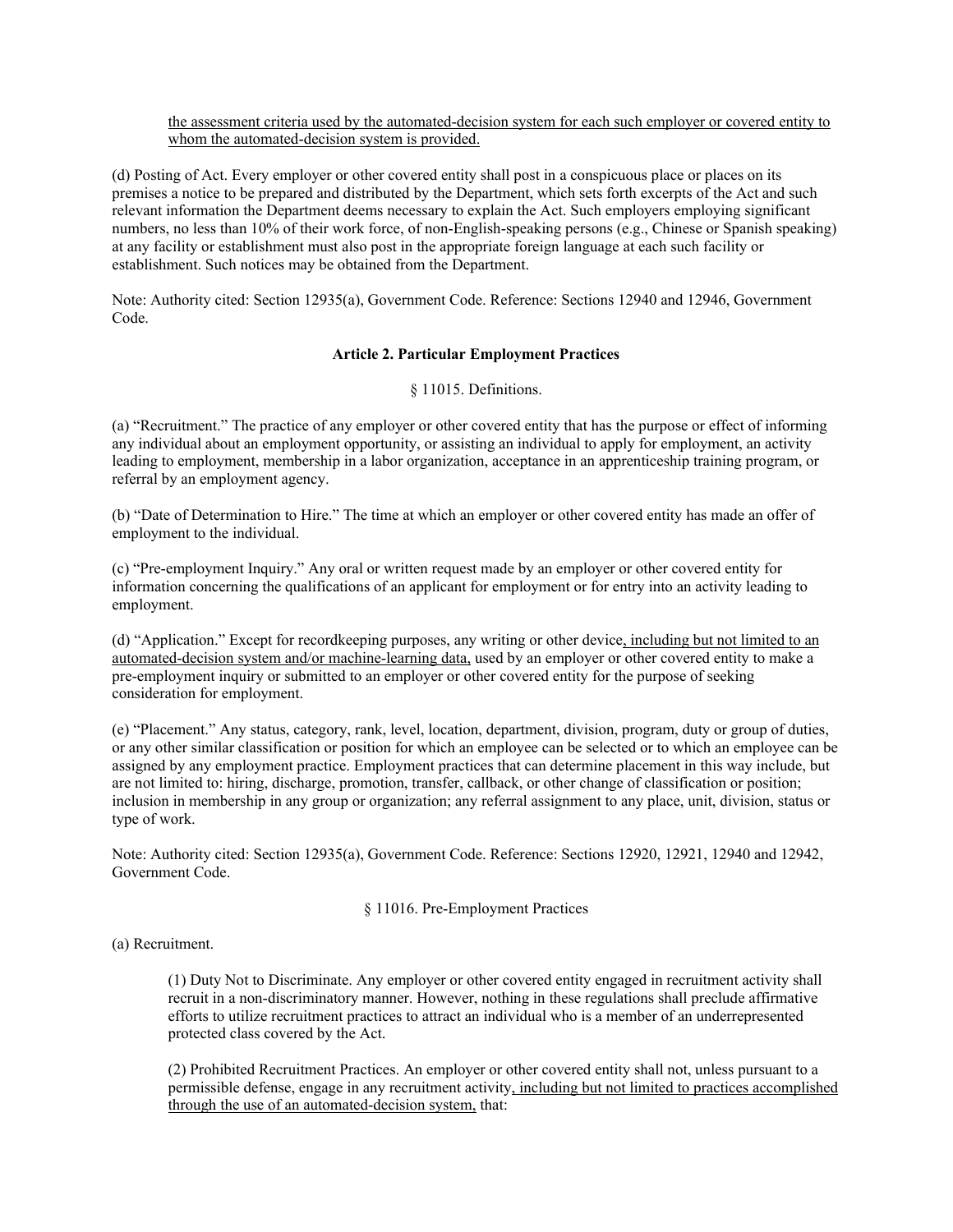the assessment criteria used by the automated-decision system for each such employer or covered entity to whom the automated-decision system is provided.

(d) Posting of Act. Every employer or other covered entity shall post in a conspicuous place or places on its premises a notice to be prepared and distributed by the Department, which sets forth excerpts of the Act and such relevant information the Department deems necessary to explain the Act. Such employers employing significant numbers, no less than 10% of their work force, of non-English-speaking persons (e.g., Chinese or Spanish speaking) at any facility or establishment must also post in the appropriate foreign language at each such facility or establishment. Such notices may be obtained from the Department.

Note: Authority cited: Section 12935(a), Government Code. Reference: Sections 12940 and 12946, Government Code.

**Article 2. Particular Employment Practices**

§ 11015. Definitions.

(a) "Recruitment." The practice of any employer or other covered entity that has the purpose or effect of informing any individual about an employment opportunity, or assisting an individual to apply for employment, an activity leading to employment, membership in a labor organization, acceptance in an apprenticeship training program, or referral by an employment agency.

(b) "Date of Determination to Hire." The time at which an employer or other covered entity has made an offer of employment to the individual.

(c) "Pre-employment Inquiry." Any oral or written request made by an employer or other covered entity for information concerning the qualifications of an applicant for employment or for entry into an activity leading to employment.

(d) "Application." Except for recordkeeping purposes, any writing or other device, including but not limited to an automated-decision system and/or machine-learning data, used by an employer or other covered entity to make a pre-employment inquiry or submitted to an employer or other covered entity for the purpose of seeking consideration for employment.

(e) "Placement." Any status, category, rank, level, location, department, division, program, duty or group of duties, or any other similar classification or position for which an employee can be selected or to which an employee can be assigned by any employment practice. Employment practices that can determine placement in this way include, but are not limited to: hiring, discharge, promotion, transfer, callback, or other change of classification or position; inclusion in membership in any group or organization; any referral assignment to any place, unit, division, status or type of work.

Note: Authority cited: Section 12935(a), Government Code. Reference: Sections 12920, 12921, 12940 and 12942, Government Code.

§ 11016. Pre-Employment Practices

(a) Recruitment.

(1) Duty Not to Discriminate. Any employer or other covered entity engaged in recruitment activity shall recruit in a non-discriminatory manner. However, nothing in these regulations shall preclude affirmative efforts to utilize recruitment practices to attract an individual who is a member of an underrepresented protected class covered by the Act.

(2) Prohibited Recruitment Practices. An employer or other covered entity shall not, unless pursuant to a permissible defense, engage in any recruitment activity, including but not limited to practices accomplished through the use of an automated-decision system, that: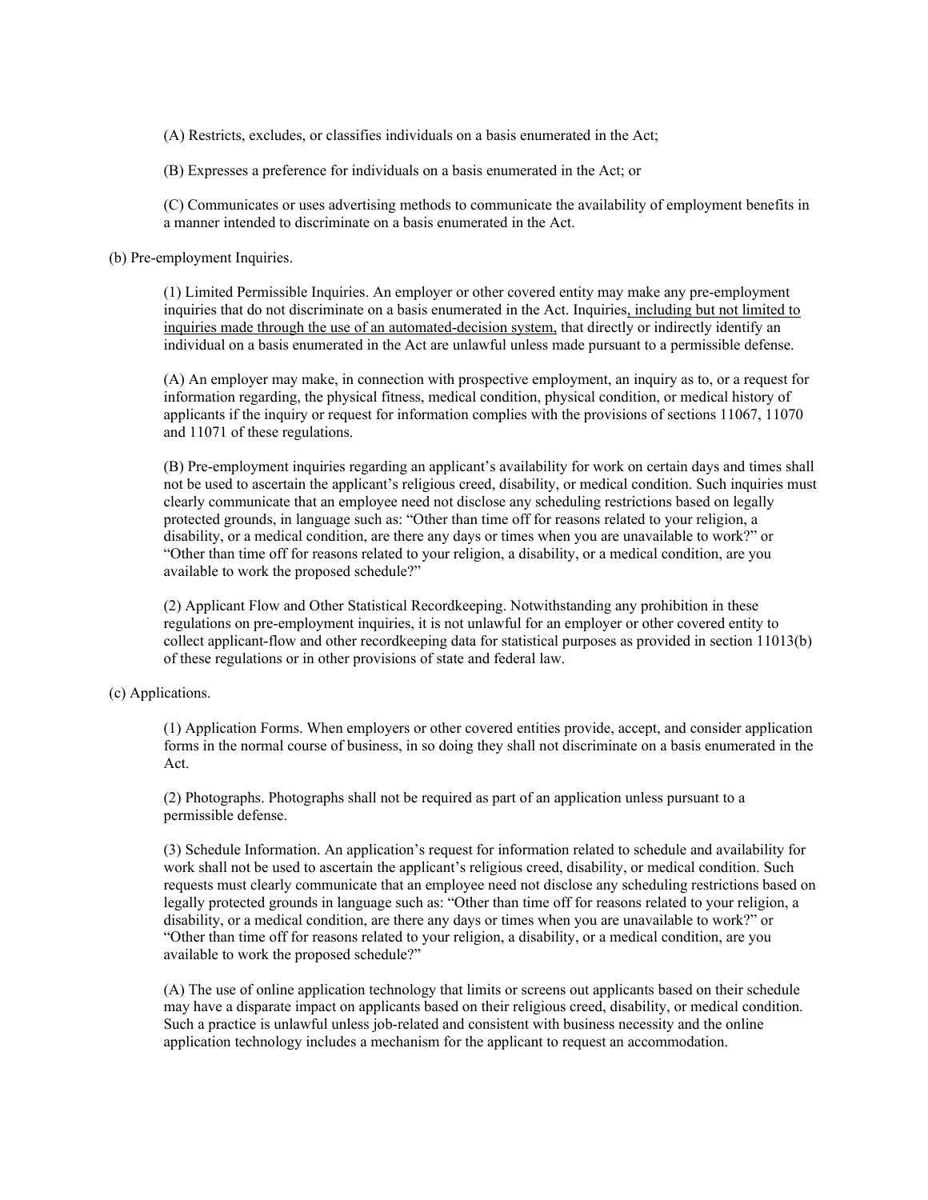(A) Restricts, excludes, or classifies individuals on a basis enumerated in the Act;

(B) Expresses a preference for individuals on a basis enumerated in the Act; or

(C) Communicates or uses advertising methods to communicate the availability of employment benefits in a manner intended to discriminate on a basis enumerated in the Act.

(b) Pre-employment Inquiries.

(1) Limited Permissible Inquiries. An employer or other covered entity may make any pre-employment inquiries that do not discriminate on a basis enumerated in the Act. Inquiries<u>, including but not limited to inquiries made through the use of an automated-decision system,</u> that directly or indirectly identify an individual on a basis enumerated in the Act are unlawful unless made pursuant to a permissible defense.

(A) An employer may make, in connection with prospective employment, an inquiry as to, or a request for information regarding, the physical fitness, medical condition, physical condition, or medical history of applicants if the inquiry or request for information complies with the provisions of sections 11067, 11070 and 11071 of these regulations.

(B) Pre-employment inquiries regarding an applicant's availability for work on certain days and times shall not be used to ascertain the applicant's religious creed, disability, or medical condition. Such inquiries must clearly communicate that an employee need not disclose any scheduling restrictions based on legally protected grounds, in language such as: "Other than time off for reasons related to your religion, a disability, or a medical condition, are there any days or times when you are unavailable to work?" or "Other than time off for reasons related to your religion, a disability, or a medical condition, are you available to work the proposed schedule?"

(2) Applicant Flow and Other Statistical Recordkeeping. Notwithstanding any prohibition in these regulations on pre-employment inquiries, it is not unlawful for an employer or other covered entity to collect applicant-flow and other recordkeeping data for statistical purposes as provided in section 11013(b) of these regulations or in other provisions of state and federal law.

(c) Applications.

(1) Application Forms. When employers or other covered entities provide, accept, and consider application forms in the normal course of business, in so doing they shall not discriminate on a basis enumerated in the Act.

(2) Photographs. Photographs shall not be required as part of an application unless pursuant to a permissible defense.

(3) Schedule Information. An application's request for information related to schedule and availability for work shall not be used to ascertain the applicant's religious creed, disability, or medical condition. Such requests must clearly communicate that an employee need not disclose any scheduling restrictions based on legally protected grounds in language such as: "Other than time off for reasons related to your religion, a disability, or a medical condition, are there any days or times when you are unavailable to work?" or "Other than time off for reasons related to your religion, a disability, or a medical condition, are you available to work the proposed schedule?"

(A) The use of online application technology that limits or screens out applicants based on their schedule may have a disparate impact on applicants based on their religious creed, disability, or medical condition. Such a practice is unlawful unless job-related and consistent with business necessity and the online application technology includes a mechanism for the applicant to request an accommodation.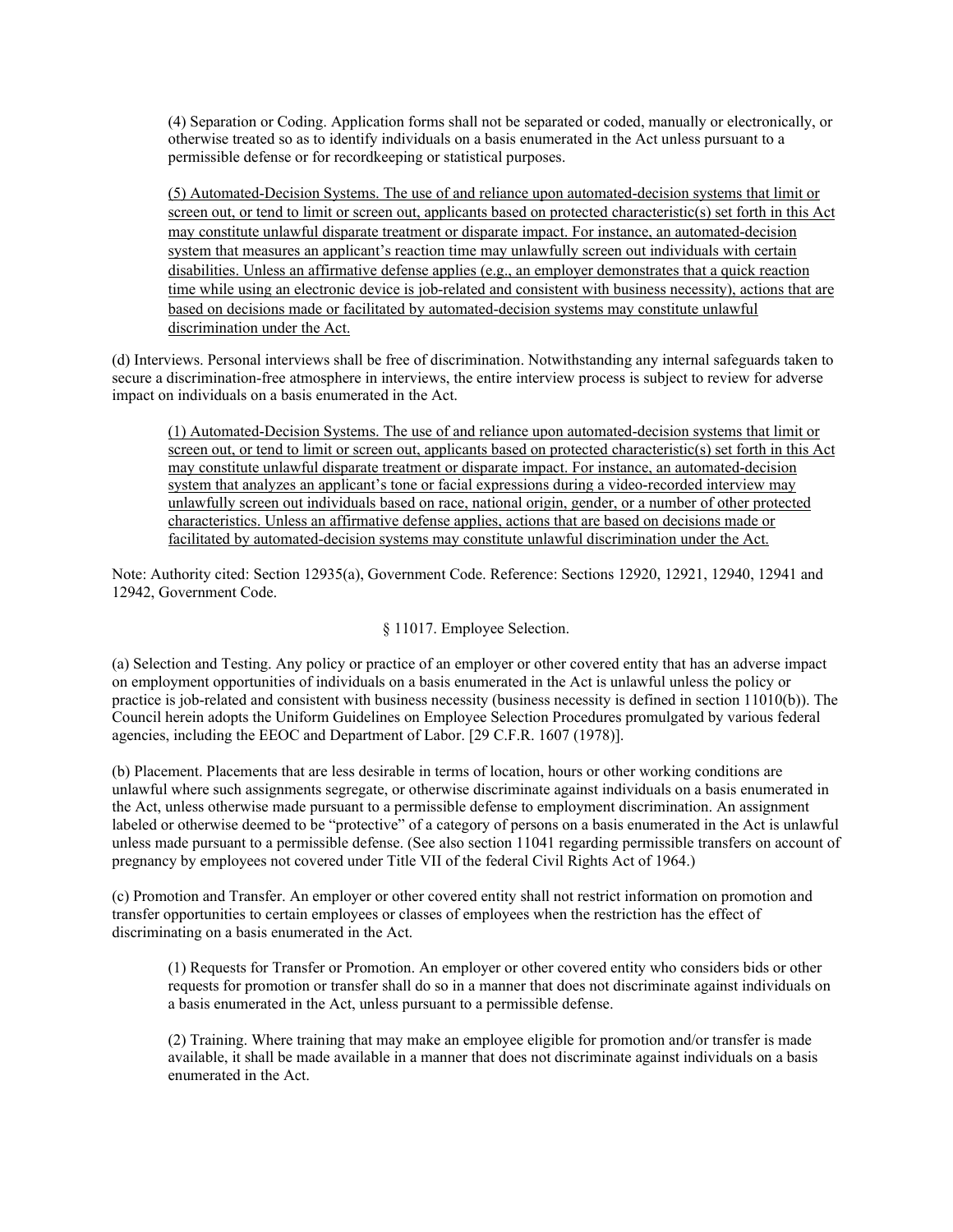(4) Separation or Coding. Application forms shall not be separated or coded, manually or electronically, or otherwise treated so as to identify individuals on a basis enumerated in the Act unless pursuant to a permissible defense or for recordkeeping or statistical purposes.

(5) Automated-Decision Systems. The use of and reliance upon automated-decision systems that limit or screen out, or tend to limit or screen out, applicants based on protected characteristic(s) set forth in this Act may constitute unlawful disparate treatment or disparate impact. For instance, an automated-decision system that measures an applicant's reaction time may unlawfully screen out individuals with certain disabilities. Unless an affirmative defense applies (e.g., an employer demonstrates that a quick reaction time while using an electronic device is job-related and consistent with business necessity), actions that are based on decisions made or facilitated by automated-decision systems may constitute unlawful discrimination under the Act.

(d) Interviews. Personal interviews shall be free of discrimination. Notwithstanding any internal safeguards taken to secure a discrimination-free atmosphere in interviews, the entire interview process is subject to review for adverse impact on individuals on a basis enumerated in the Act.

(1) Automated-Decision Systems. The use of and reliance upon automated-decision systems that limit or screen out, or tend to limit or screen out, applicants based on protected characteristic(s) set forth in this Act may constitute unlawful disparate treatment or disparate impact. For instance, an automated-decision system that analyzes an applicant's tone or facial expressions during a video-recorded interview may unlawfully screen out individuals based on race, national origin, gender, or a number of other protected characteristics. Unless an affirmative defense applies, actions that are based on decisions made or facilitated by automated-decision systems may constitute unlawful discrimination under the Act.

Note: Authority cited: Section 12935(a), Government Code. Reference: Sections 12920, 12921, 12940, 12941 and 12942, Government Code.

## § 11017. Employee Selection.

(a) Selection and Testing. Any policy or practice of an employer or other covered entity that has an adverse impact on employment opportunities of individuals on a basis enumerated in the Act is unlawful unless the policy or practice is job-related and consistent with business necessity (business necessity is defined in section 11010(b)). The Council herein adopts the Uniform Guidelines on Employee Selection Procedures promulgated by various federal agencies, including the EEOC and Department of Labor. [29 C.F.R. 1607 (1978)].

(b) Placement. Placements that are less desirable in terms of location, hours or other working conditions are unlawful where such assignments segregate, or otherwise discriminate against individuals on a basis enumerated in the Act, unless otherwise made pursuant to a permissible defense to employment discrimination. An assignment labeled or otherwise deemed to be "protective" of a category of persons on a basis enumerated in the Act is unlawful unless made pursuant to a permissible defense. (See also section 11041 regarding permissible transfers on account of pregnancy by employees not covered under Title VII of the federal Civil Rights Act of 1964.)

(c) Promotion and Transfer. An employer or other covered entity shall not restrict information on promotion and transfer opportunities to certain employees or classes of employees when the restriction has the effect of discriminating on a basis enumerated in the Act.

(1) Requests for Transfer or Promotion. An employer or other covered entity who considers bids or other requests for promotion or transfer shall do so in a manner that does not discriminate against individuals on a basis enumerated in the Act, unless pursuant to a permissible defense.

(2) Training. Where training that may make an employee eligible for promotion and/or transfer is made available, it shall be made available in a manner that does not discriminate against individuals on a basis enumerated in the Act.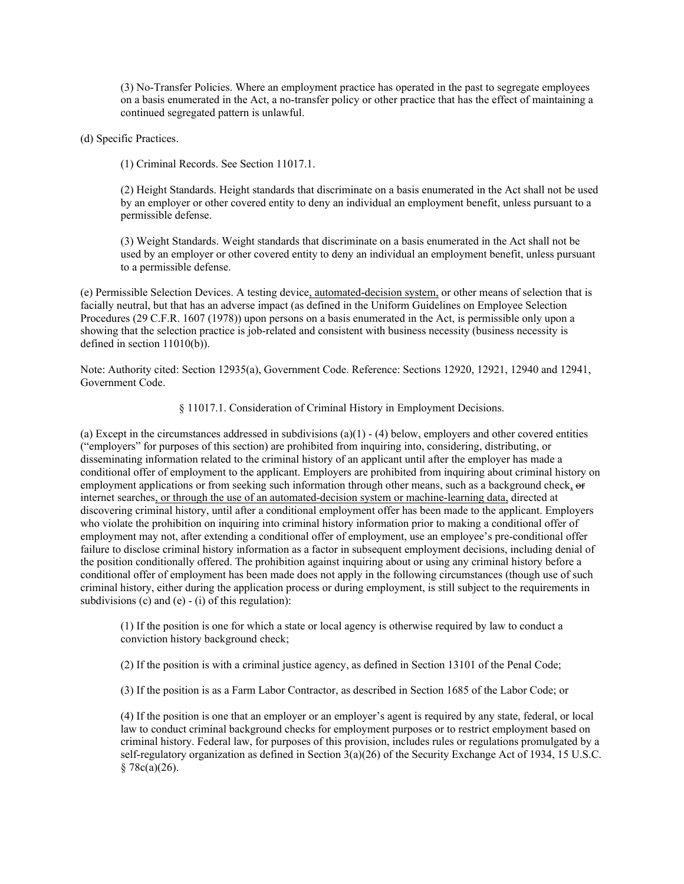(3) No-Transfer Policies. Where an employment practice has operated in the past to segregate employees on a basis enumerated in the Act, a no-transfer policy or other practice that has the effect of maintaining a continued segregated pattern is unlawful.

(d) Specific Practices.

(1) Criminal Records. See Section 11017.1.

(2) Height Standards. Height standards that discriminate on a basis enumerated in the Act shall not be used by an employer or other covered entity to deny an individual an employment benefit, unless pursuant to a permissible defense.

(3) Weight Standards. Weight standards that discriminate on a basis enumerated in the Act shall not be used by an employer or other covered entity to deny an individual an employment benefit, unless pursuant to a permissible defense.

(e) Permissible Selection Devices. A testing device, automated-decision system, or other means of selection that is facially neutral, but that has an adverse impact (as defined in the Uniform Guidelines on Employee Selection Procedures (29 C.F.R. 1607 (1978)) upon persons on a basis enumerated in the Act, is permissible only upon a showing that the selection practice is job-related and consistent with business necessity (business necessity is defined in section 11010(b)).

Note: Authority cited: Section 12935(a), Government Code. Reference: Sections 12920, 12921, 12940 and 12941, Government Code.

§ 11017.1. Consideration of Criminal History in Employment Decisions.

(a) Except in the circumstances addressed in subdivisions (a)(1) - (4) below, employers and other covered entities ("employers" for purposes of this section) are prohibited from inquiring into, considering, distributing, or disseminating information related to the criminal history of an applicant until after the employer has made a conditional offer of employment to the applicant. Employers are prohibited from inquiring about criminal history on employment applications or from seeking such information through other means, such as a background check, ~~or~~ internet searches, or through the use of an automated-decision system or machine-learning data, directed at discovering criminal history, until after a conditional employment offer has been made to the applicant. Employers who violate the prohibition on inquiring into criminal history information prior to making a conditional offer of employment may not, after extending a conditional offer of employment, use an employee's pre-conditional offer failure to disclose criminal history information as a factor in subsequent employment decisions, including denial of the position conditionally offered. The prohibition against inquiring about or using any criminal history before a conditional offer of employment has been made does not apply in the following circumstances (though use of such criminal history, either during the application process or during employment, is still subject to the requirements in subdivisions (c) and (e) - (i) of this regulation):

(1) If the position is one for which a state or local agency is otherwise required by law to conduct a conviction history background check;

(2) If the position is with a criminal justice agency, as defined in Section 13101 of the Penal Code;

(3) If the position is as a Farm Labor Contractor, as described in Section 1685 of the Labor Code; or

(4) If the position is one that an employer or an employer's agent is required by any state, federal, or local law to conduct criminal background checks for employment purposes or to restrict employment based on criminal history. Federal law, for purposes of this provision, includes rules or regulations promulgated by a self-regulatory organization as defined in Section 3(a)(26) of the Security Exchange Act of 1934, 15 U.S.C. § 78c(a)(26).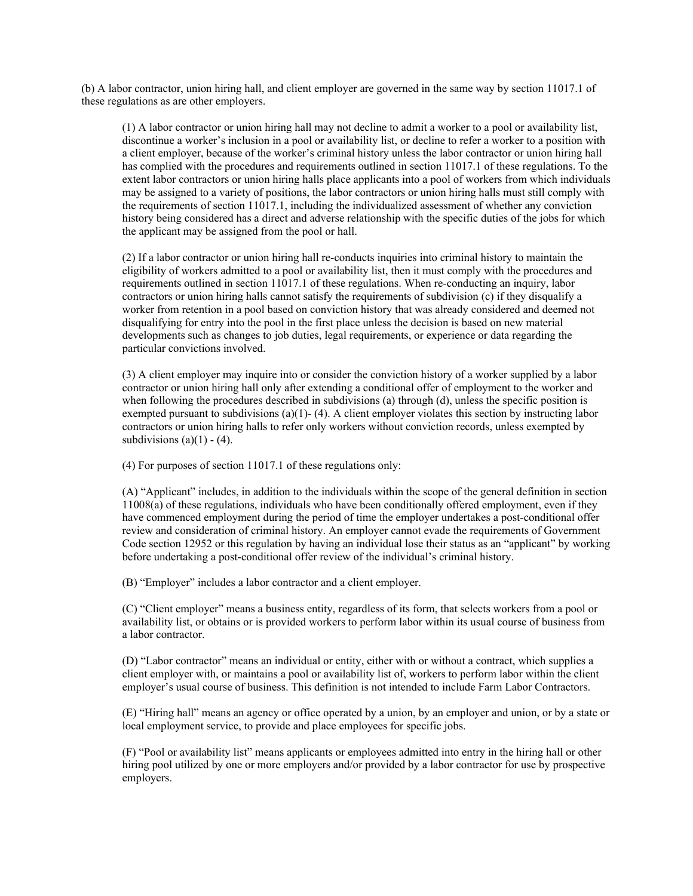(b) A labor contractor, union hiring hall, and client employer are governed in the same way by section 11017.1 of these regulations as are other employers.

(1) A labor contractor or union hiring hall may not decline to admit a worker to a pool or availability list, discontinue a worker's inclusion in a pool or availability list, or decline to refer a worker to a position with a client employer, because of the worker's criminal history unless the labor contractor or union hiring hall has complied with the procedures and requirements outlined in section 11017.1 of these regulations. To the extent labor contractors or union hiring halls place applicants into a pool of workers from which individuals may be assigned to a variety of positions, the labor contractors or union hiring halls must still comply with the requirements of section 11017.1, including the individualized assessment of whether any conviction history being considered has a direct and adverse relationship with the specific duties of the jobs for which the applicant may be assigned from the pool or hall.

(2) If a labor contractor or union hiring hall re-conducts inquiries into criminal history to maintain the eligibility of workers admitted to a pool or availability list, then it must comply with the procedures and requirements outlined in section 11017.1 of these regulations. When re-conducting an inquiry, labor contractors or union hiring halls cannot satisfy the requirements of subdivision (c) if they disqualify a worker from retention in a pool based on conviction history that was already considered and deemed not disqualifying for entry into the pool in the first place unless the decision is based on new material developments such as changes to job duties, legal requirements, or experience or data regarding the particular convictions involved.

(3) A client employer may inquire into or consider the conviction history of a worker supplied by a labor contractor or union hiring hall only after extending a conditional offer of employment to the worker and when following the procedures described in subdivisions (a) through (d), unless the specific position is exempted pursuant to subdivisions (a)(1)- (4). A client employer violates this section by instructing labor contractors or union hiring halls to refer only workers without conviction records, unless exempted by subdivisions (a)(1) - (4).

(4) For purposes of section 11017.1 of these regulations only:

(A) "Applicant" includes, in addition to the individuals within the scope of the general definition in section 11008(a) of these regulations, individuals who have been conditionally offered employment, even if they have commenced employment during the period of time the employer undertakes a post-conditional offer review and consideration of criminal history. An employer cannot evade the requirements of Government Code section 12952 or this regulation by having an individual lose their status as an "applicant" by working before undertaking a post-conditional offer review of the individual's criminal history.

(B) "Employer" includes a labor contractor and a client employer.

(C) "Client employer" means a business entity, regardless of its form, that selects workers from a pool or availability list, or obtains or is provided workers to perform labor within its usual course of business from a labor contractor.

(D) "Labor contractor" means an individual or entity, either with or without a contract, which supplies a client employer with, or maintains a pool or availability list of, workers to perform labor within the client employer's usual course of business. This definition is not intended to include Farm Labor Contractors.

(E) "Hiring hall" means an agency or office operated by a union, by an employer and union, or by a state or local employment service, to provide and place employees for specific jobs.

(F) "Pool or availability list" means applicants or employees admitted into entry in the hiring hall or other hiring pool utilized by one or more employers and/or provided by a labor contractor for use by prospective employers.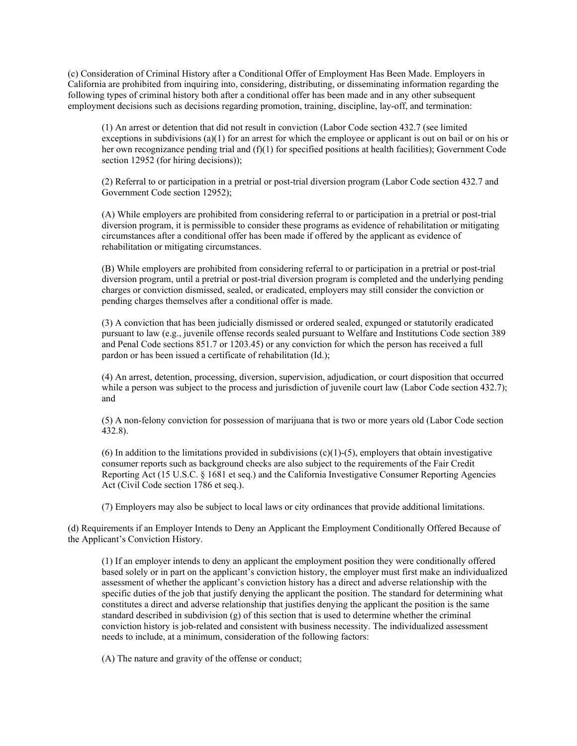(c) Consideration of Criminal History after a Conditional Offer of Employment Has Been Made. Employers in California are prohibited from inquiring into, considering, distributing, or disseminating information regarding the following types of criminal history both after a conditional offer has been made and in any other subsequent employment decisions such as decisions regarding promotion, training, discipline, lay-off, and termination:

(1) An arrest or detention that did not result in conviction (Labor Code section 432.7 (see limited exceptions in subdivisions (a)(1) for an arrest for which the employee or applicant is out on bail or on his or her own recognizance pending trial and (f)(1) for specified positions at health facilities); Government Code section 12952 (for hiring decisions));

(2) Referral to or participation in a pretrial or post-trial diversion program (Labor Code section 432.7 and Government Code section 12952);

(A) While employers are prohibited from considering referral to or participation in a pretrial or post-trial diversion program, it is permissible to consider these programs as evidence of rehabilitation or mitigating circumstances after a conditional offer has been made if offered by the applicant as evidence of rehabilitation or mitigating circumstances.

(B) While employers are prohibited from considering referral to or participation in a pretrial or post-trial diversion program, until a pretrial or post-trial diversion program is completed and the underlying pending charges or conviction dismissed, sealed, or eradicated, employers may still consider the conviction or pending charges themselves after a conditional offer is made.

(3) A conviction that has been judicially dismissed or ordered sealed, expunged or statutorily eradicated pursuant to law (e.g., juvenile offense records sealed pursuant to Welfare and Institutions Code section 389 and Penal Code sections 851.7 or 1203.45) or any conviction for which the person has received a full pardon or has been issued a certificate of rehabilitation (Id.);

(4) An arrest, detention, processing, diversion, supervision, adjudication, or court disposition that occurred while a person was subject to the process and jurisdiction of juvenile court law (Labor Code section 432.7); and

(5) A non-felony conviction for possession of marijuana that is two or more years old (Labor Code section 432.8).

(6) In addition to the limitations provided in subdivisions (c)(1)-(5), employers that obtain investigative consumer reports such as background checks are also subject to the requirements of the Fair Credit Reporting Act (15 U.S.C. § 1681 et seq.) and the California Investigative Consumer Reporting Agencies Act (Civil Code section 1786 et seq.).

(7) Employers may also be subject to local laws or city ordinances that provide additional limitations.

(d) Requirements if an Employer Intends to Deny an Applicant the Employment Conditionally Offered Because of the Applicant's Conviction History.

(1) If an employer intends to deny an applicant the employment position they were conditionally offered based solely or in part on the applicant's conviction history, the employer must first make an individualized assessment of whether the applicant's conviction history has a direct and adverse relationship with the specific duties of the job that justify denying the applicant the position. The standard for determining what constitutes a direct and adverse relationship that justifies denying the applicant the position is the same standard described in subdivision (g) of this section that is used to determine whether the criminal conviction history is job-related and consistent with business necessity. The individualized assessment needs to include, at a minimum, consideration of the following factors:

(A) The nature and gravity of the offense or conduct;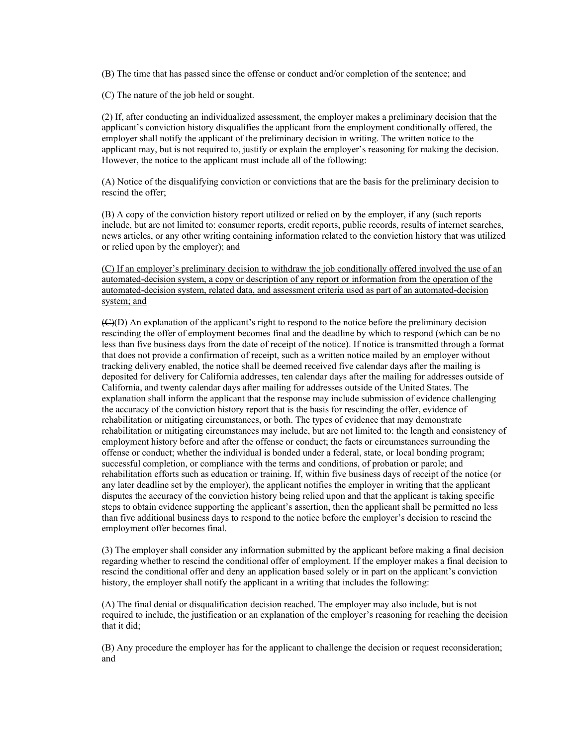(B) The time that has passed since the offense or conduct and/or completion of the sentence; and

(C) The nature of the job held or sought.

(2) If, after conducting an individualized assessment, the employer makes a preliminary decision that the applicant's conviction history disqualifies the applicant from the employment conditionally offered, the employer shall notify the applicant of the preliminary decision in writing. The written notice to the applicant may, but is not required to, justify or explain the employer's reasoning for making the decision. However, the notice to the applicant must include all of the following:

(A) Notice of the disqualifying conviction or convictions that are the basis for the preliminary decision to rescind the offer;

(B) A copy of the conviction history report utilized or relied on by the employer, if any (such reports include, but are not limited to: consumer reports, credit reports, public records, results of internet searches, news articles, or any other writing containing information related to the conviction history that was utilized or relied upon by the employer); ~~and~~

<u>(C) If an employer's preliminary decision to withdraw the job conditionally offered involved the use of an automated-decision system, a copy or description of any report or information from the operation of the automated-decision system, related data, and assessment criteria used as part of an automated-decision system; and</u>

~~(C)~~<u>(D)</u> An explanation of the applicant's right to respond to the notice before the preliminary decision rescinding the offer of employment becomes final and the deadline by which to respond (which can be no less than five business days from the date of receipt of the notice). If notice is transmitted through a format that does not provide a confirmation of receipt, such as a written notice mailed by an employer without tracking delivery enabled, the notice shall be deemed received five calendar days after the mailing is deposited for delivery for California addresses, ten calendar days after the mailing for addresses outside of California, and twenty calendar days after mailing for addresses outside of the United States. The explanation shall inform the applicant that the response may include submission of evidence challenging the accuracy of the conviction history report that is the basis for rescinding the offer, evidence of rehabilitation or mitigating circumstances, or both. The types of evidence that may demonstrate rehabilitation or mitigating circumstances may include, but are not limited to: the length and consistency of employment history before and after the offense or conduct; the facts or circumstances surrounding the offense or conduct; whether the individual is bonded under a federal, state, or local bonding program; successful completion, or compliance with the terms and conditions, of probation or parole; and rehabilitation efforts such as education or training. If, within five business days of receipt of the notice (or any later deadline set by the employer), the applicant notifies the employer in writing that the applicant disputes the accuracy of the conviction history being relied upon and that the applicant is taking specific steps to obtain evidence supporting the applicant's assertion, then the applicant shall be permitted no less than five additional business days to respond to the notice before the employer's decision to rescind the employment offer becomes final.

(3) The employer shall consider any information submitted by the applicant before making a final decision regarding whether to rescind the conditional offer of employment. If the employer makes a final decision to rescind the conditional offer and deny an application based solely or in part on the applicant's conviction history, the employer shall notify the applicant in a writing that includes the following:

(A) The final denial or disqualification decision reached. The employer may also include, but is not required to include, the justification or an explanation of the employer's reasoning for reaching the decision that it did;

(B) Any procedure the employer has for the applicant to challenge the decision or request reconsideration; and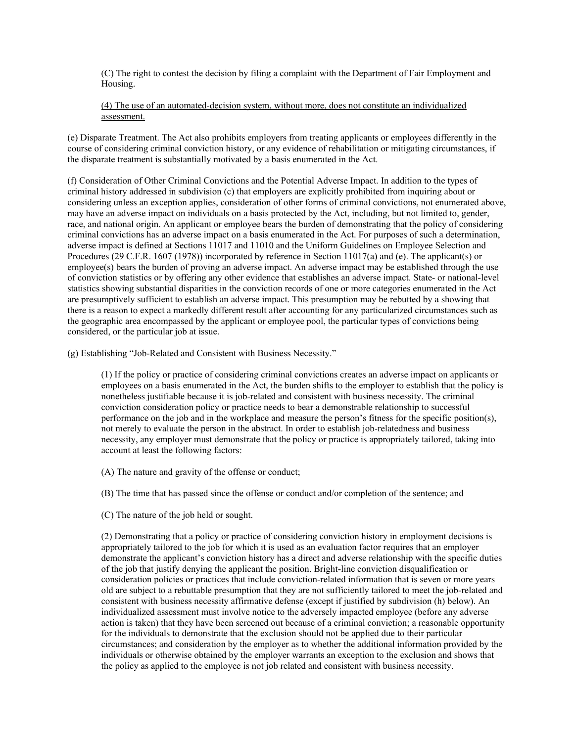(C) The right to contest the decision by filing a complaint with the Department of Fair Employment and Housing.

<u>(4) The use of an automated-decision system, without more, does not constitute an individualized assessment.</u>

(e) Disparate Treatment. The Act also prohibits employers from treating applicants or employees differently in the course of considering criminal conviction history, or any evidence of rehabilitation or mitigating circumstances, if the disparate treatment is substantially motivated by a basis enumerated in the Act.

(f) Consideration of Other Criminal Convictions and the Potential Adverse Impact. In addition to the types of criminal history addressed in subdivision (c) that employers are explicitly prohibited from inquiring about or considering unless an exception applies, consideration of other forms of criminal convictions, not enumerated above, may have an adverse impact on individuals on a basis protected by the Act, including, but not limited to, gender, race, and national origin. An applicant or employee bears the burden of demonstrating that the policy of considering criminal convictions has an adverse impact on a basis enumerated in the Act. For purposes of such a determination, adverse impact is defined at Sections 11017 and 11010 and the Uniform Guidelines on Employee Selection and Procedures (29 C.F.R. 1607 (1978)) incorporated by reference in Section 11017(a) and (e). The applicant(s) or employee(s) bears the burden of proving an adverse impact. An adverse impact may be established through the use of conviction statistics or by offering any other evidence that establishes an adverse impact. State- or national-level statistics showing substantial disparities in the conviction records of one or more categories enumerated in the Act are presumptively sufficient to establish an adverse impact. This presumption may be rebutted by a showing that there is a reason to expect a markedly different result after accounting for any particularized circumstances such as the geographic area encompassed by the applicant or employee pool, the particular types of convictions being considered, or the particular job at issue.

(g) Establishing "Job-Related and Consistent with Business Necessity."

(1) If the policy or practice of considering criminal convictions creates an adverse impact on applicants or employees on a basis enumerated in the Act, the burden shifts to the employer to establish that the policy is nonetheless justifiable because it is job-related and consistent with business necessity. The criminal conviction consideration policy or practice needs to bear a demonstrable relationship to successful performance on the job and in the workplace and measure the person's fitness for the specific position(s), not merely to evaluate the person in the abstract. In order to establish job-relatedness and business necessity, any employer must demonstrate that the policy or practice is appropriately tailored, taking into account at least the following factors:

(A) The nature and gravity of the offense or conduct;

(B) The time that has passed since the offense or conduct and/or completion of the sentence; and

(C) The nature of the job held or sought.

(2) Demonstrating that a policy or practice of considering conviction history in employment decisions is appropriately tailored to the job for which it is used as an evaluation factor requires that an employer demonstrate the applicant's conviction history has a direct and adverse relationship with the specific duties of the job that justify denying the applicant the position. Bright-line conviction disqualification or consideration policies or practices that include conviction-related information that is seven or more years old are subject to a rebuttable presumption that they are not sufficiently tailored to meet the job-related and consistent with business necessity affirmative defense (except if justified by subdivision (h) below). An individualized assessment must involve notice to the adversely impacted employee (before any adverse action is taken) that they have been screened out because of a criminal conviction; a reasonable opportunity for the individuals to demonstrate that the exclusion should not be applied due to their particular circumstances; and consideration by the employer as to whether the additional information provided by the individuals or otherwise obtained by the employer warrants an exception to the exclusion and shows that the policy as applied to the employee is not job related and consistent with business necessity.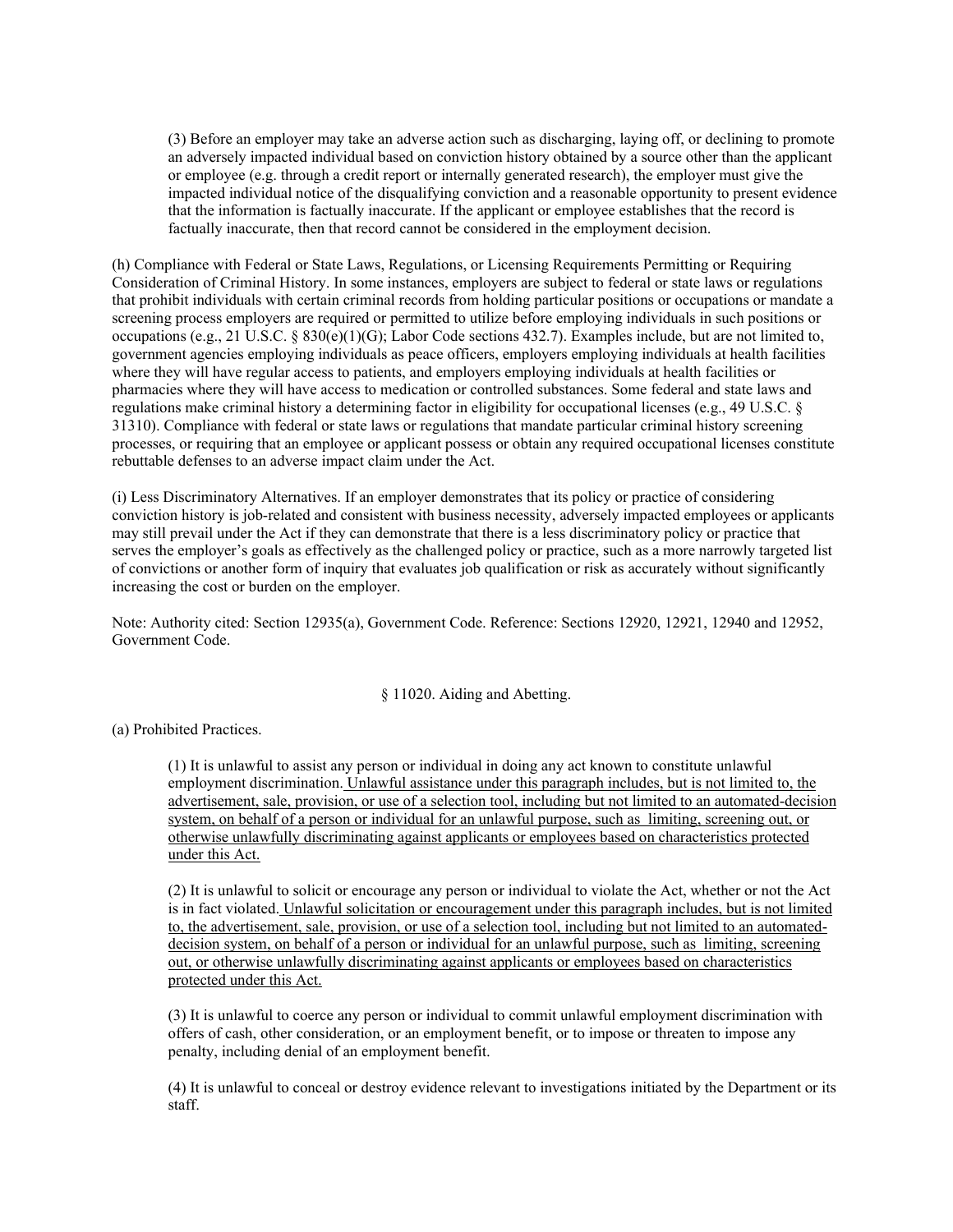(3) Before an employer may take an adverse action such as discharging, laying off, or declining to promote an adversely impacted individual based on conviction history obtained by a source other than the applicant or employee (e.g. through a credit report or internally generated research), the employer must give the impacted individual notice of the disqualifying conviction and a reasonable opportunity to present evidence that the information is factually inaccurate. If the applicant or employee establishes that the record is factually inaccurate, then that record cannot be considered in the employment decision.

(h) Compliance with Federal or State Laws, Regulations, or Licensing Requirements Permitting or Requiring Consideration of Criminal History. In some instances, employers are subject to federal or state laws or regulations that prohibit individuals with certain criminal records from holding particular positions or occupations or mandate a screening process employers are required or permitted to utilize before employing individuals in such positions or occupations (e.g., 21 U.S.C. § 830(e)(1)(G); Labor Code sections 432.7). Examples include, but are not limited to, government agencies employing individuals as peace officers, employers employing individuals at health facilities where they will have regular access to patients, and employers employing individuals at health facilities or pharmacies where they will have access to medication or controlled substances. Some federal and state laws and regulations make criminal history a determining factor in eligibility for occupational licenses (e.g., 49 U.S.C. § 31310). Compliance with federal or state laws or regulations that mandate particular criminal history screening processes, or requiring that an employee or applicant possess or obtain any required occupational licenses constitute rebuttable defenses to an adverse impact claim under the Act.

(i) Less Discriminatory Alternatives. If an employer demonstrates that its policy or practice of considering conviction history is job-related and consistent with business necessity, adversely impacted employees or applicants may still prevail under the Act if they can demonstrate that there is a less discriminatory policy or practice that serves the employer's goals as effectively as the challenged policy or practice, such as a more narrowly targeted list of convictions or another form of inquiry that evaluates job qualification or risk as accurately without significantly increasing the cost or burden on the employer.

Note: Authority cited: Section 12935(a), Government Code. Reference: Sections 12920, 12921, 12940 and 12952, Government Code.

## § 11020. Aiding and Abetting.

(a) Prohibited Practices.

(1) It is unlawful to assist any person or individual in doing any act known to constitute unlawful employment discrimination. <u>Unlawful assistance under this paragraph includes, but is not limited to, the advertisement, sale, provision, or use of a selection tool, including but not limited to an automated-decision system, on behalf of a person or individual for an unlawful purpose, such as limiting, screening out, or otherwise unlawfully discriminating against applicants or employees based on characteristics protected under this Act.</u>

(2) It is unlawful to solicit or encourage any person or individual to violate the Act, whether or not the Act is in fact violated. <u>Unlawful solicitation or encouragement under this paragraph includes, but is not limited to, the advertisement, sale, provision, or use of a selection tool, including but not limited to an automated-decision system, on behalf of a person or individual for an unlawful purpose, such as limiting, screening out, or otherwise unlawfully discriminating against applicants or employees based on characteristics protected under this Act.</u>

(3) It is unlawful to coerce any person or individual to commit unlawful employment discrimination with offers of cash, other consideration, or an employment benefit, or to impose or threaten to impose any penalty, including denial of an employment benefit.

(4) It is unlawful to conceal or destroy evidence relevant to investigations initiated by the Department or its staff.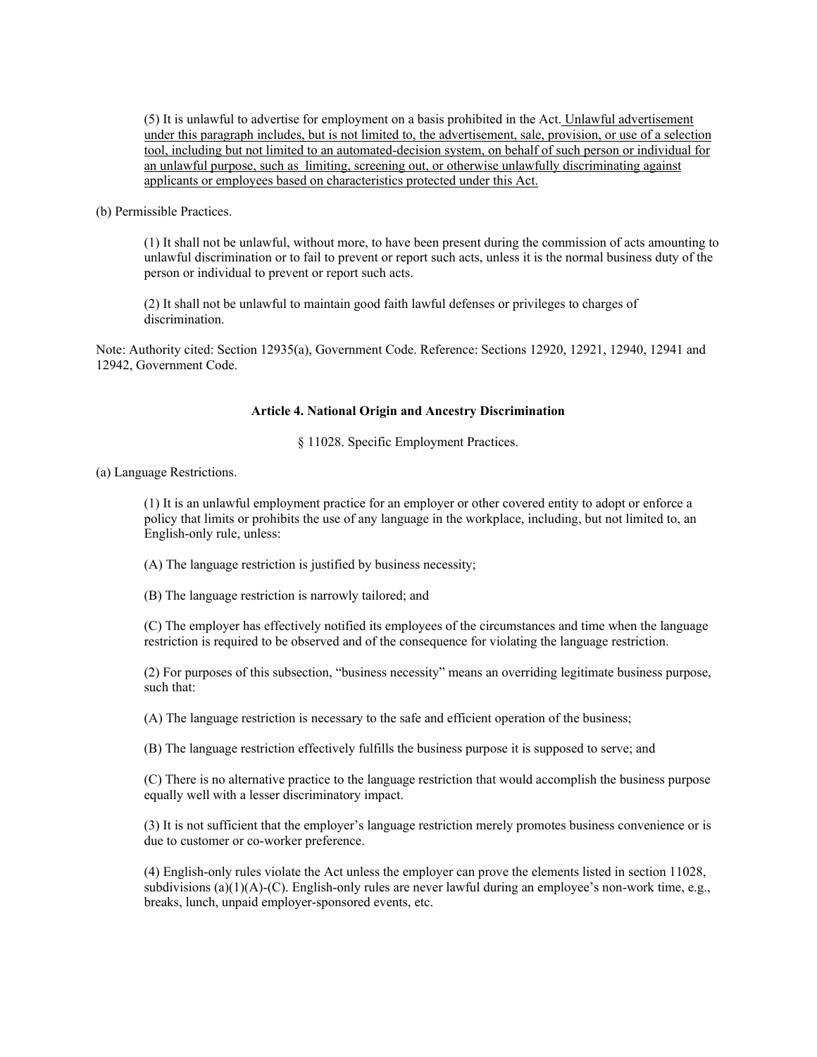(5) It is unlawful to advertise for employment on a basis prohibited in the Act. <u>Unlawful advertisement under this paragraph includes, but is not limited to, the advertisement, sale, provision, or use of a selection tool, including but not limited to an automated-decision system, on behalf of such person or individual for an unlawful purpose, such as limiting, screening out, or otherwise unlawfully discriminating against applicants or employees based on characteristics protected under this Act.</u>

(b) Permissible Practices.

(1) It shall not be unlawful, without more, to have been present during the commission of acts amounting to unlawful discrimination or to fail to prevent or report such acts, unless it is the normal business duty of the person or individual to prevent or report such acts.

(2) It shall not be unlawful to maintain good faith lawful defenses or privileges to charges of discrimination.

Note: Authority cited: Section 12935(a), Government Code. Reference: Sections 12920, 12921, 12940, 12941 and 12942, Government Code.

**Article 4. National Origin and Ancestry Discrimination**

§ 11028. Specific Employment Practices.

(a) Language Restrictions.

(1) It is an unlawful employment practice for an employer or other covered entity to adopt or enforce a policy that limits or prohibits the use of any language in the workplace, including, but not limited to, an English-only rule, unless:

(A) The language restriction is justified by business necessity;

(B) The language restriction is narrowly tailored; and

(C) The employer has effectively notified its employees of the circumstances and time when the language restriction is required to be observed and of the consequence for violating the language restriction.

(2) For purposes of this subsection, "business necessity" means an overriding legitimate business purpose, such that:

(A) The language restriction is necessary to the safe and efficient operation of the business;

(B) The language restriction effectively fulfills the business purpose it is supposed to serve; and

(C) There is no alternative practice to the language restriction that would accomplish the business purpose equally well with a lesser discriminatory impact.

(3) It is not sufficient that the employer's language restriction merely promotes business convenience or is due to customer or co-worker preference.

(4) English-only rules violate the Act unless the employer can prove the elements listed in section 11028, subdivisions (a)(1)(A)-(C). English-only rules are never lawful during an employee's non-work time, e.g., breaks, lunch, unpaid employer-sponsored events, etc.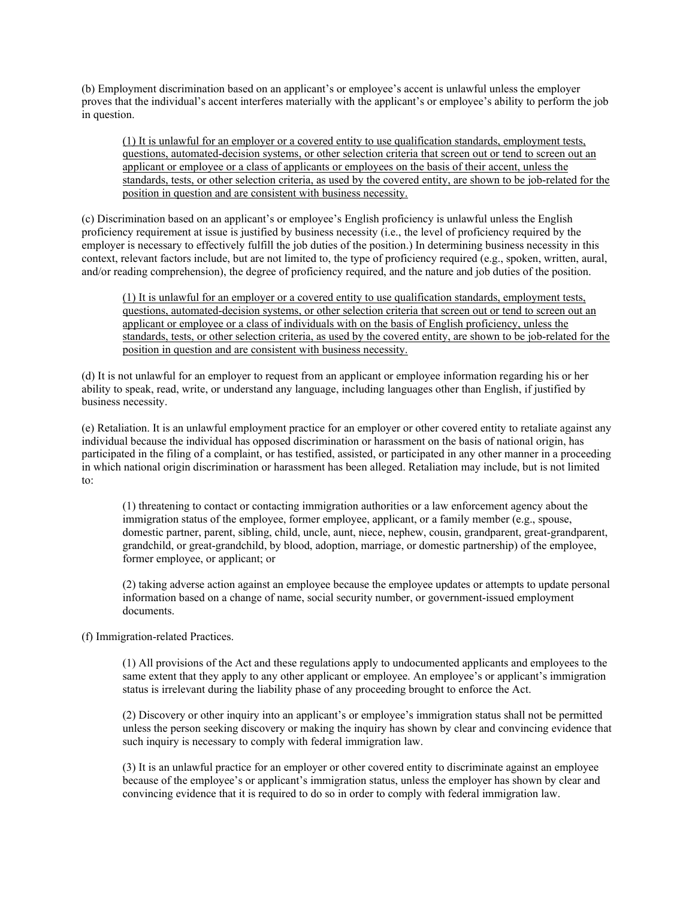(b) Employment discrimination based on an applicant's or employee's accent is unlawful unless the employer proves that the individual's accent interferes materially with the applicant's or employee's ability to perform the job in question.

> <u>(1) It is unlawful for an employer or a covered entity to use qualification standards, employment tests, questions, automated-decision systems, or other selection criteria that screen out or tend to screen out an applicant or employee or a class of applicants or employees on the basis of their accent, unless the standards, tests, or other selection criteria, as used by the covered entity, are shown to be job-related for the position in question and are consistent with business necessity.</u>

(c) Discrimination based on an applicant's or employee's English proficiency is unlawful unless the English proficiency requirement at issue is justified by business necessity (i.e., the level of proficiency required by the employer is necessary to effectively fulfill the job duties of the position.) In determining business necessity in this context, relevant factors include, but are not limited to, the type of proficiency required (e.g., spoken, written, aural, and/or reading comprehension), the degree of proficiency required, and the nature and job duties of the position.

> <u>(1) It is unlawful for an employer or a covered entity to use qualification standards, employment tests, questions, automated-decision systems, or other selection criteria that screen out or tend to screen out an applicant or employee or a class of individuals with on the basis of English proficiency, unless the standards, tests, or other selection criteria, as used by the covered entity, are shown to be job-related for the position in question and are consistent with business necessity.</u>

(d) It is not unlawful for an employer to request from an applicant or employee information regarding his or her ability to speak, read, write, or understand any language, including languages other than English, if justified by business necessity.

(e) Retaliation. It is an unlawful employment practice for an employer or other covered entity to retaliate against any individual because the individual has opposed discrimination or harassment on the basis of national origin, has participated in the filing of a complaint, or has testified, assisted, or participated in any other manner in a proceeding in which national origin discrimination or harassment has been alleged. Retaliation may include, but is not limited to:

> (1) threatening to contact or contacting immigration authorities or a law enforcement agency about the immigration status of the employee, former employee, applicant, or a family member (e.g., spouse, domestic partner, parent, sibling, child, uncle, aunt, niece, nephew, cousin, grandparent, great-grandparent, grandchild, or great-grandchild, by blood, adoption, marriage, or domestic partnership) of the employee, former employee, or applicant; or
>
> (2) taking adverse action against an employee because the employee updates or attempts to update personal information based on a change of name, social security number, or government-issued employment documents.

(f) Immigration-related Practices.

> (1) All provisions of the Act and these regulations apply to undocumented applicants and employees to the same extent that they apply to any other applicant or employee. An employee's or applicant's immigration status is irrelevant during the liability phase of any proceeding brought to enforce the Act.
>
> (2) Discovery or other inquiry into an applicant's or employee's immigration status shall not be permitted unless the person seeking discovery or making the inquiry has shown by clear and convincing evidence that such inquiry is necessary to comply with federal immigration law.
>
> (3) It is an unlawful practice for an employer or other covered entity to discriminate against an employee because of the employee's or applicant's immigration status, unless the employer has shown by clear and convincing evidence that it is required to do so in order to comply with federal immigration law.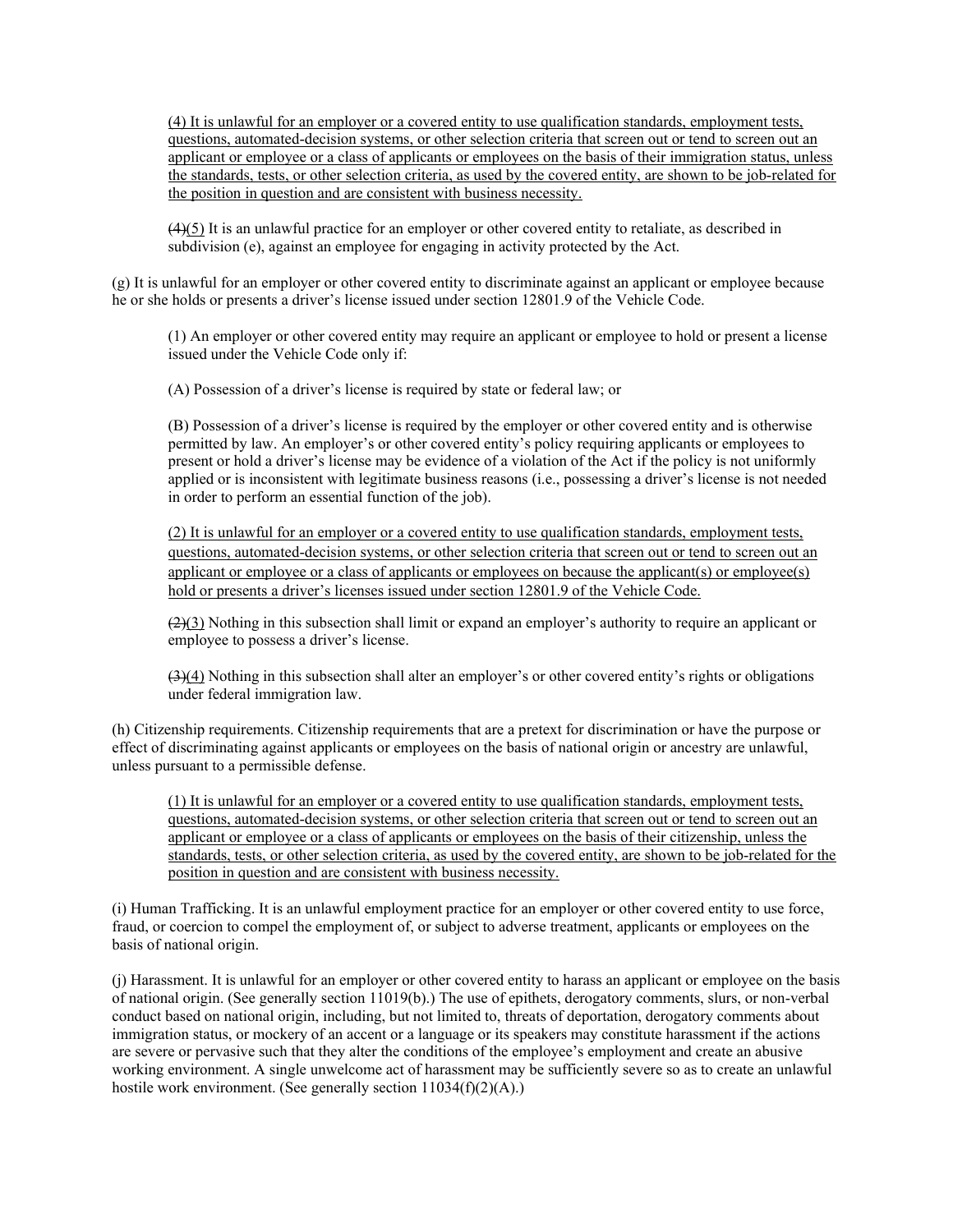(4) It is unlawful for an employer or a covered entity to use qualification standards, employment tests, questions, automated-decision systems, or other selection criteria that screen out or tend to screen out an applicant or employee or a class of applicants or employees on the basis of their immigration status, unless the standards, tests, or other selection criteria, as used by the covered entity, are shown to be job-related for the position in question and are consistent with business necessity.

~~(4)~~(5) It is an unlawful practice for an employer or other covered entity to retaliate, as described in subdivision (e), against an employee for engaging in activity protected by the Act.

(g) It is unlawful for an employer or other covered entity to discriminate against an applicant or employee because he or she holds or presents a driver's license issued under section 12801.9 of the Vehicle Code.

(1) An employer or other covered entity may require an applicant or employee to hold or present a license issued under the Vehicle Code only if:

(A) Possession of a driver's license is required by state or federal law; or

(B) Possession of a driver's license is required by the employer or other covered entity and is otherwise permitted by law. An employer's or other covered entity's policy requiring applicants or employees to present or hold a driver's license may be evidence of a violation of the Act if the policy is not uniformly applied or is inconsistent with legitimate business reasons (i.e., possessing a driver's license is not needed in order to perform an essential function of the job).

(2) It is unlawful for an employer or a covered entity to use qualification standards, employment tests, questions, automated-decision systems, or other selection criteria that screen out or tend to screen out an applicant or employee or a class of applicants or employees on because the applicant(s) or employee(s) hold or presents a driver's licenses issued under section 12801.9 of the Vehicle Code.

~~(2)~~(3) Nothing in this subsection shall limit or expand an employer's authority to require an applicant or employee to possess a driver's license.

~~(3)~~(4) Nothing in this subsection shall alter an employer's or other covered entity's rights or obligations under federal immigration law.

(h) Citizenship requirements. Citizenship requirements that are a pretext for discrimination or have the purpose or effect of discriminating against applicants or employees on the basis of national origin or ancestry are unlawful, unless pursuant to a permissible defense.

(1) It is unlawful for an employer or a covered entity to use qualification standards, employment tests, questions, automated-decision systems, or other selection criteria that screen out or tend to screen out an applicant or employee or a class of applicants or employees on the basis of their citizenship, unless the standards, tests, or other selection criteria, as used by the covered entity, are shown to be job-related for the position in question and are consistent with business necessity.

(i) Human Trafficking. It is an unlawful employment practice for an employer or other covered entity to use force, fraud, or coercion to compel the employment of, or subject to adverse treatment, applicants or employees on the basis of national origin.

(j) Harassment. It is unlawful for an employer or other covered entity to harass an applicant or employee on the basis of national origin. (See generally section 11019(b).) The use of epithets, derogatory comments, slurs, or non-verbal conduct based on national origin, including, but not limited to, threats of deportation, derogatory comments about immigration status, or mockery of an accent or a language or its speakers may constitute harassment if the actions are severe or pervasive such that they alter the conditions of the employee's employment and create an abusive working environment. A single unwelcome act of harassment may be sufficiently severe so as to create an unlawful hostile work environment. (See generally section 11034(f)(2)(A).)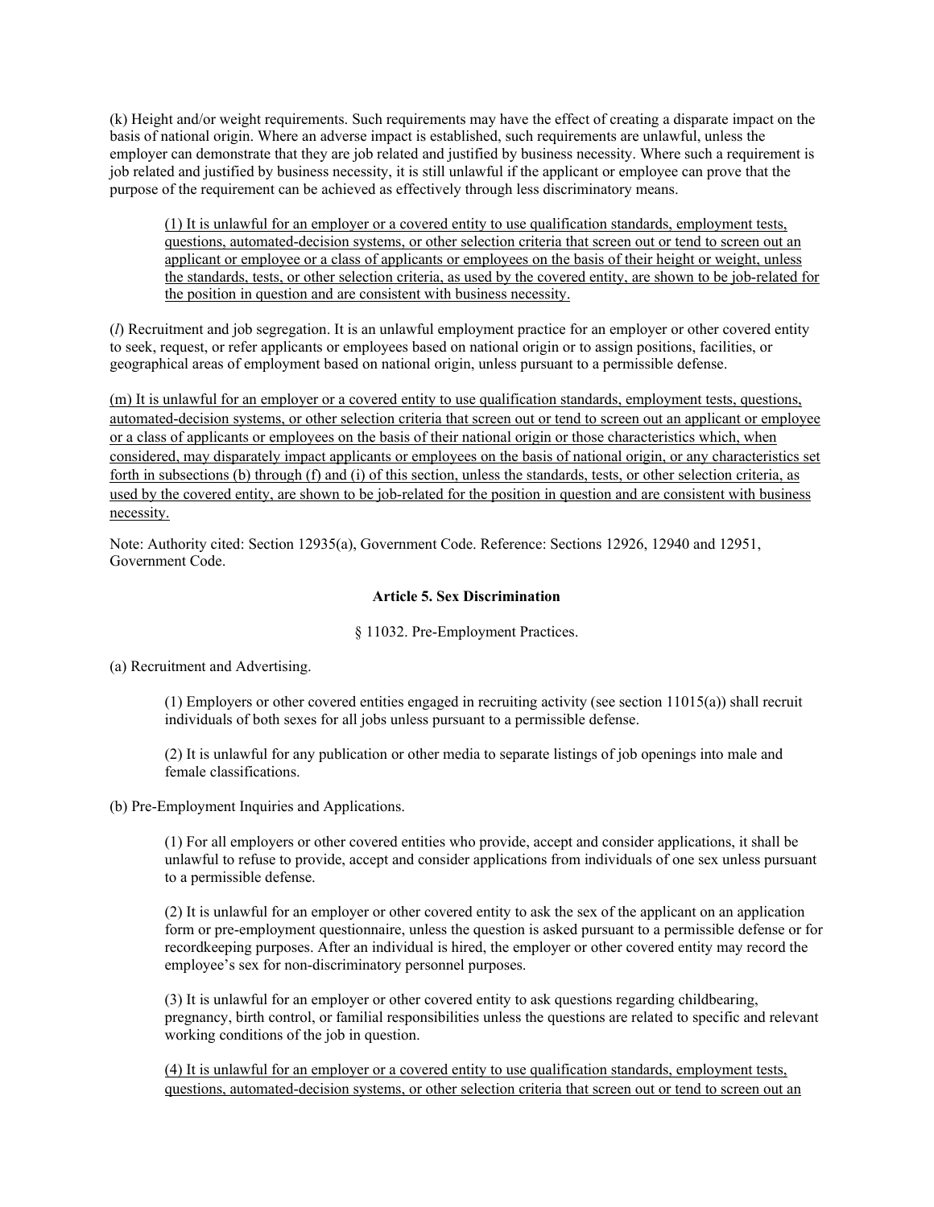(k) Height and/or weight requirements. Such requirements may have the effect of creating a disparate impact on the basis of national origin. Where an adverse impact is established, such requirements are unlawful, unless the employer can demonstrate that they are job related and justified by business necessity. Where such a requirement is job related and justified by business necessity, it is still unlawful if the applicant or employee can prove that the purpose of the requirement can be achieved as effectively through less discriminatory means.

> <u>(1) It is unlawful for an employer or a covered entity to use qualification standards, employment tests, questions, automated-decision systems, or other selection criteria that screen out or tend to screen out an applicant or employee or a class of applicants or employees on the basis of their height or weight, unless the standards, tests, or other selection criteria, as used by the covered entity, are shown to be job-related for the position in question and are consistent with business necessity.</u>

(*l*) Recruitment and job segregation. It is an unlawful employment practice for an employer or other covered entity to seek, request, or refer applicants or employees based on national origin or to assign positions, facilities, or geographical areas of employment based on national origin, unless pursuant to a permissible defense.

<u>(m) It is unlawful for an employer or a covered entity to use qualification standards, employment tests, questions, automated-decision systems, or other selection criteria that screen out or tend to screen out an applicant or employee or a class of applicants or employees on the basis of their national origin or those characteristics which, when considered, may disparately impact applicants or employees on the basis of national origin, or any characteristics set forth in subsections (b) through (f) and (i) of this section, unless the standards, tests, or other selection criteria, as used by the covered entity, are shown to be job-related for the position in question and are consistent with business necessity.</u>

Note: Authority cited: Section 12935(a), Government Code. Reference: Sections 12926, 12940 and 12951, Government Code.

### Article 5. Sex Discrimination

§ 11032. Pre-Employment Practices.

(a) Recruitment and Advertising.

> (1) Employers or other covered entities engaged in recruiting activity (see section 11015(a)) shall recruit individuals of both sexes for all jobs unless pursuant to a permissible defense.
>
> (2) It is unlawful for any publication or other media to separate listings of job openings into male and female classifications.

(b) Pre-Employment Inquiries and Applications.

> (1) For all employers or other covered entities who provide, accept and consider applications, it shall be unlawful to refuse to provide, accept and consider applications from individuals of one sex unless pursuant to a permissible defense.
>
> (2) It is unlawful for an employer or other covered entity to ask the sex of the applicant on an application form or pre-employment questionnaire, unless the question is asked pursuant to a permissible defense or for recordkeeping purposes. After an individual is hired, the employer or other covered entity may record the employee's sex for non-discriminatory personnel purposes.
>
> (3) It is unlawful for an employer or other covered entity to ask questions regarding childbearing, pregnancy, birth control, or familial responsibilities unless the questions are related to specific and relevant working conditions of the job in question.
>
> <u>(4) It is unlawful for an employer or a covered entity to use qualification standards, employment tests, questions, automated-decision systems, or other selection criteria that screen out or tend to screen out an</u>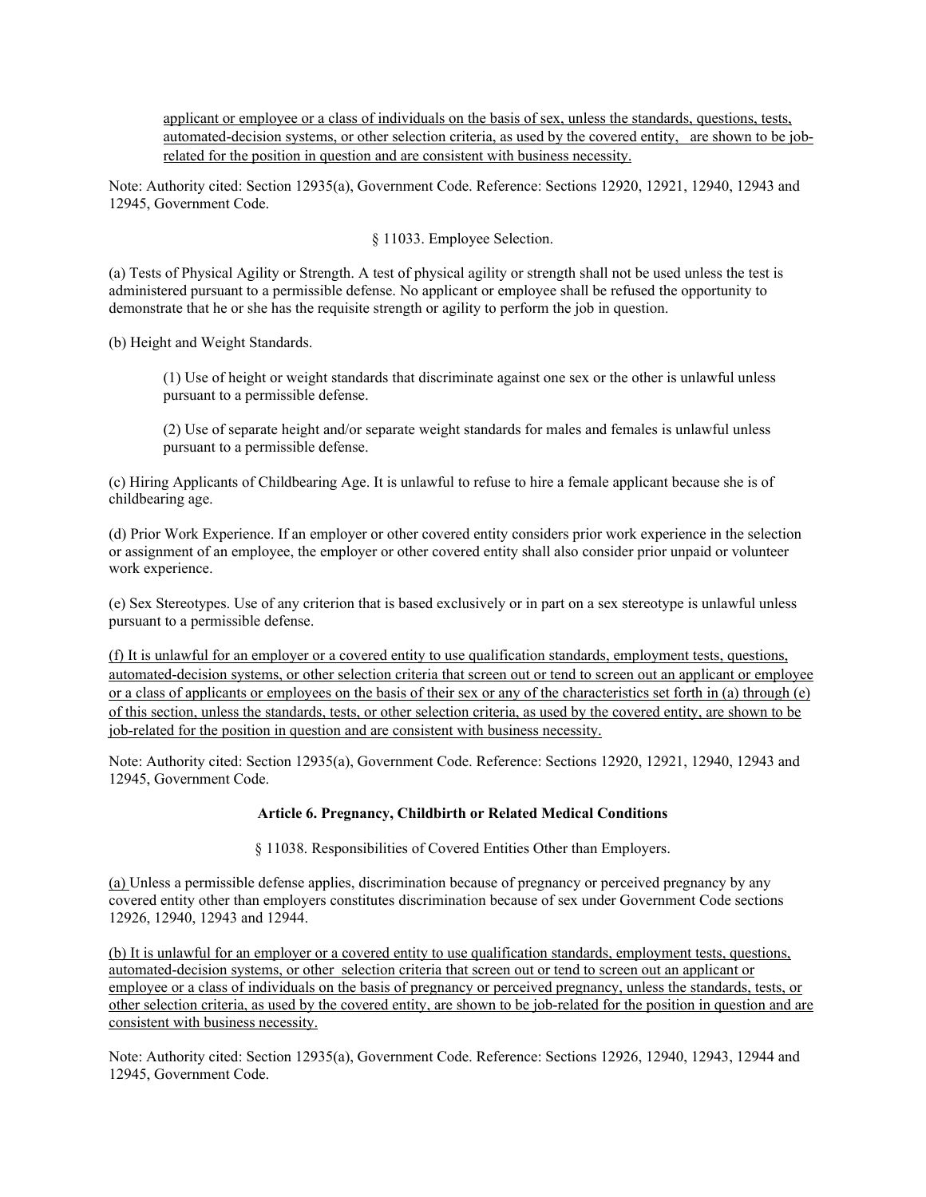<u>applicant or employee or a class of individuals on the basis of sex, unless the standards, questions, tests, automated-decision systems, or other selection criteria, as used by the covered entity, are shown to be job-related for the position in question and are consistent with business necessity.</u>

Note: Authority cited: Section 12935(a), Government Code. Reference: Sections 12920, 12921, 12940, 12943 and 12945, Government Code.

§ 11033. Employee Selection.

(a) Tests of Physical Agility or Strength. A test of physical agility or strength shall not be used unless the test is administered pursuant to a permissible defense. No applicant or employee shall be refused the opportunity to demonstrate that he or she has the requisite strength or agility to perform the job in question.

(b) Height and Weight Standards.

> (1) Use of height or weight standards that discriminate against one sex or the other is unlawful unless pursuant to a permissible defense.
>
> (2) Use of separate height and/or separate weight standards for males and females is unlawful unless pursuant to a permissible defense.

(c) Hiring Applicants of Childbearing Age. It is unlawful to refuse to hire a female applicant because she is of childbearing age.

(d) Prior Work Experience. If an employer or other covered entity considers prior work experience in the selection or assignment of an employee, the employer or other covered entity shall also consider prior unpaid or volunteer work experience.

(e) Sex Stereotypes. Use of any criterion that is based exclusively or in part on a sex stereotype is unlawful unless pursuant to a permissible defense.

<u>(f) It is unlawful for an employer or a covered entity to use qualification standards, employment tests, questions, automated-decision systems, or other selection criteria that screen out or tend to screen out an applicant or employee or a class of applicants or employees on the basis of their sex or any of the characteristics set forth in (a) through (e) of this section, unless the standards, tests, or other selection criteria, as used by the covered entity, are shown to be job-related for the position in question and are consistent with business necessity.</u>

Note: Authority cited: Section 12935(a), Government Code. Reference: Sections 12920, 12921, 12940, 12943 and 12945, Government Code.

**Article 6. Pregnancy, Childbirth or Related Medical Conditions**

§ 11038. Responsibilities of Covered Entities Other than Employers.

<u>(a)</u> Unless a permissible defense applies, discrimination because of pregnancy or perceived pregnancy by any covered entity other than employers constitutes discrimination because of sex under Government Code sections 12926, 12940, 12943 and 12944.

<u>(b) It is unlawful for an employer or a covered entity to use qualification standards, employment tests, questions, automated-decision systems, or other selection criteria that screen out or tend to screen out an applicant or employee or a class of individuals on the basis of pregnancy or perceived pregnancy, unless the standards, tests, or other selection criteria, as used by the covered entity, are shown to be job-related for the position in question and are consistent with business necessity.</u>

Note: Authority cited: Section 12935(a), Government Code. Reference: Sections 12926, 12940, 12943, 12944 and 12945, Government Code.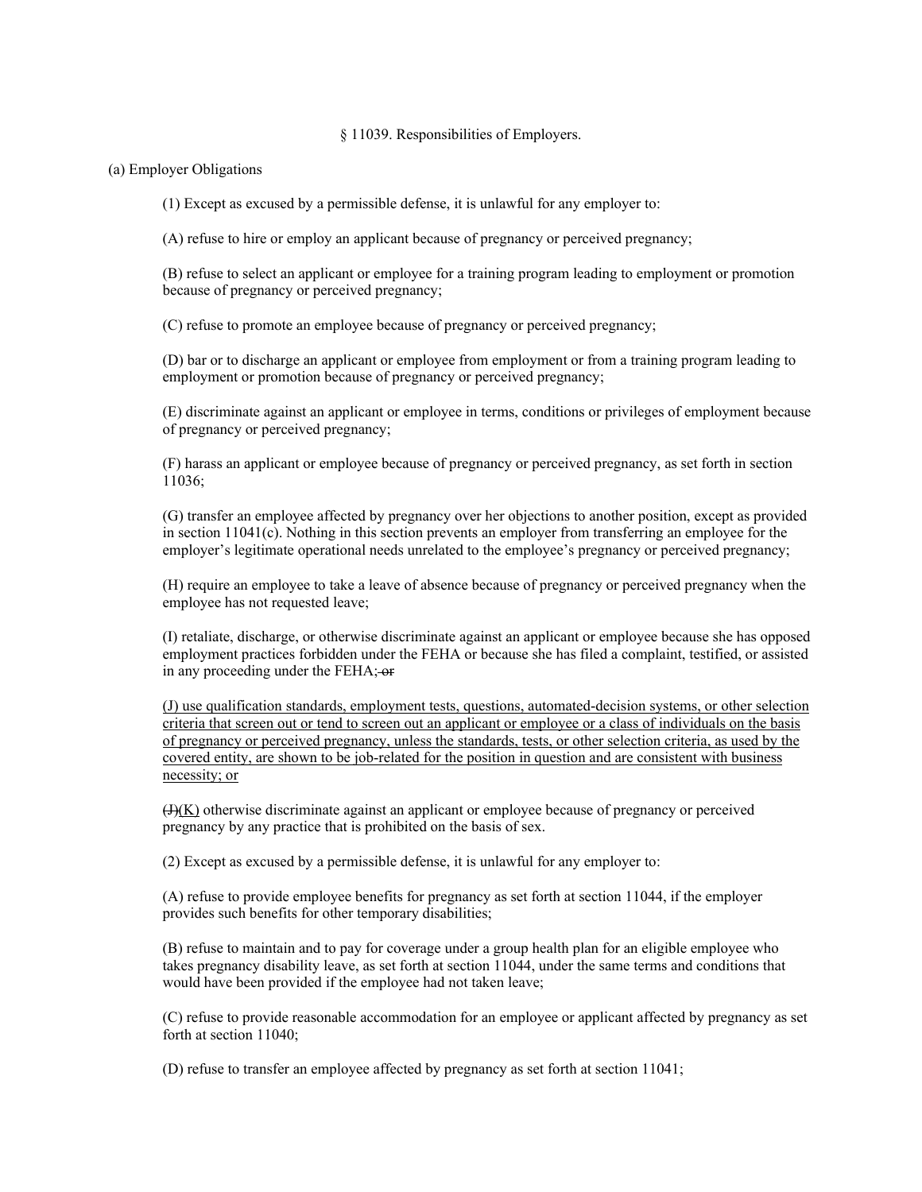§ 11039. Responsibilities of Employers.

(a) Employer Obligations

(1) Except as excused by a permissible defense, it is unlawful for any employer to:

(A) refuse to hire or employ an applicant because of pregnancy or perceived pregnancy;

(B) refuse to select an applicant or employee for a training program leading to employment or promotion because of pregnancy or perceived pregnancy;

(C) refuse to promote an employee because of pregnancy or perceived pregnancy;

(D) bar or to discharge an applicant or employee from employment or from a training program leading to employment or promotion because of pregnancy or perceived pregnancy;

(E) discriminate against an applicant or employee in terms, conditions or privileges of employment because of pregnancy or perceived pregnancy;

(F) harass an applicant or employee because of pregnancy or perceived pregnancy, as set forth in section 11036;

(G) transfer an employee affected by pregnancy over her objections to another position, except as provided in section 11041(c). Nothing in this section prevents an employer from transferring an employee for the employer's legitimate operational needs unrelated to the employee's pregnancy or perceived pregnancy;

(H) require an employee to take a leave of absence because of pregnancy or perceived pregnancy when the employee has not requested leave;

(I) retaliate, discharge, or otherwise discriminate against an applicant or employee because she has opposed employment practices forbidden under the FEHA or because she has filed a complaint, testified, or assisted in any proceeding under the FEHA; ~~or~~

(J) use qualification standards, employment tests, questions, automated-decision systems, or other selection criteria that screen out or tend to screen out an applicant or employee or a class of individuals on the basis of pregnancy or perceived pregnancy, unless the standards, tests, or other selection criteria, as used by the covered entity, are shown to be job-related for the position in question and are consistent with business necessity; or

~~(J)~~(K) otherwise discriminate against an applicant or employee because of pregnancy or perceived pregnancy by any practice that is prohibited on the basis of sex.

(2) Except as excused by a permissible defense, it is unlawful for any employer to:

(A) refuse to provide employee benefits for pregnancy as set forth at section 11044, if the employer provides such benefits for other temporary disabilities;

(B) refuse to maintain and to pay for coverage under a group health plan for an eligible employee who takes pregnancy disability leave, as set forth at section 11044, under the same terms and conditions that would have been provided if the employee had not taken leave;

(C) refuse to provide reasonable accommodation for an employee or applicant affected by pregnancy as set forth at section 11040;

(D) refuse to transfer an employee affected by pregnancy as set forth at section 11041;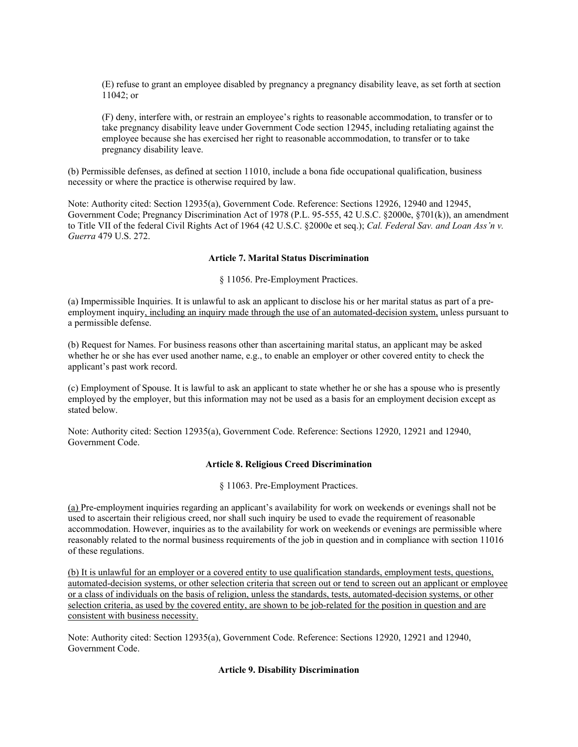(E) refuse to grant an employee disabled by pregnancy a pregnancy disability leave, as set forth at section 11042; or

(F) deny, interfere with, or restrain an employee's rights to reasonable accommodation, to transfer or to take pregnancy disability leave under Government Code section 12945, including retaliating against the employee because she has exercised her right to reasonable accommodation, to transfer or to take pregnancy disability leave.

(b) Permissible defenses, as defined at section 11010, include a bona fide occupational qualification, business necessity or where the practice is otherwise required by law.

Note: Authority cited: Section 12935(a), Government Code. Reference: Sections 12926, 12940 and 12945, Government Code; Pregnancy Discrimination Act of 1978 (P.L. 95-555, 42 U.S.C. §2000e, §701(k)), an amendment to Title VII of the federal Civil Rights Act of 1964 (42 U.S.C. §2000e et seq.); *Cal. Federal Sav. and Loan Ass'n v. Guerra* 479 U.S. 272.

**Article 7. Marital Status Discrimination**

§ 11056. Pre-Employment Practices.

(a) Impermissible Inquiries. It is unlawful to ask an applicant to disclose his or her marital status as part of a pre-employment inquiry<u>, including an inquiry made through the use of an automated-decision system,</u> unless pursuant to a permissible defense.

(b) Request for Names. For business reasons other than ascertaining marital status, an applicant may be asked whether he or she has ever used another name, e.g., to enable an employer or other covered entity to check the applicant's past work record.

(c) Employment of Spouse. It is lawful to ask an applicant to state whether he or she has a spouse who is presently employed by the employer, but this information may not be used as a basis for an employment decision except as stated below.

Note: Authority cited: Section 12935(a), Government Code. Reference: Sections 12920, 12921 and 12940, Government Code.

**Article 8. Religious Creed Discrimination**

§ 11063. Pre-Employment Practices.

<u>(a)</u> Pre-employment inquiries regarding an applicant's availability for work on weekends or evenings shall not be used to ascertain their religious creed, nor shall such inquiry be used to evade the requirement of reasonable accommodation. However, inquiries as to the availability for work on weekends or evenings are permissible where reasonably related to the normal business requirements of the job in question and in compliance with section 11016 of these regulations.

<u>(b) It is unlawful for an employer or a covered entity to use qualification standards, employment tests, questions, automated-decision systems, or other selection criteria that screen out or tend to screen out an applicant or employee or a class of individuals on the basis of religion, unless the standards, tests, automated-decision systems, or other selection criteria, as used by the covered entity, are shown to be job-related for the position in question and are consistent with business necessity.</u>

Note: Authority cited: Section 12935(a), Government Code. Reference: Sections 12920, 12921 and 12940, Government Code.

**Article 9. Disability Discrimination**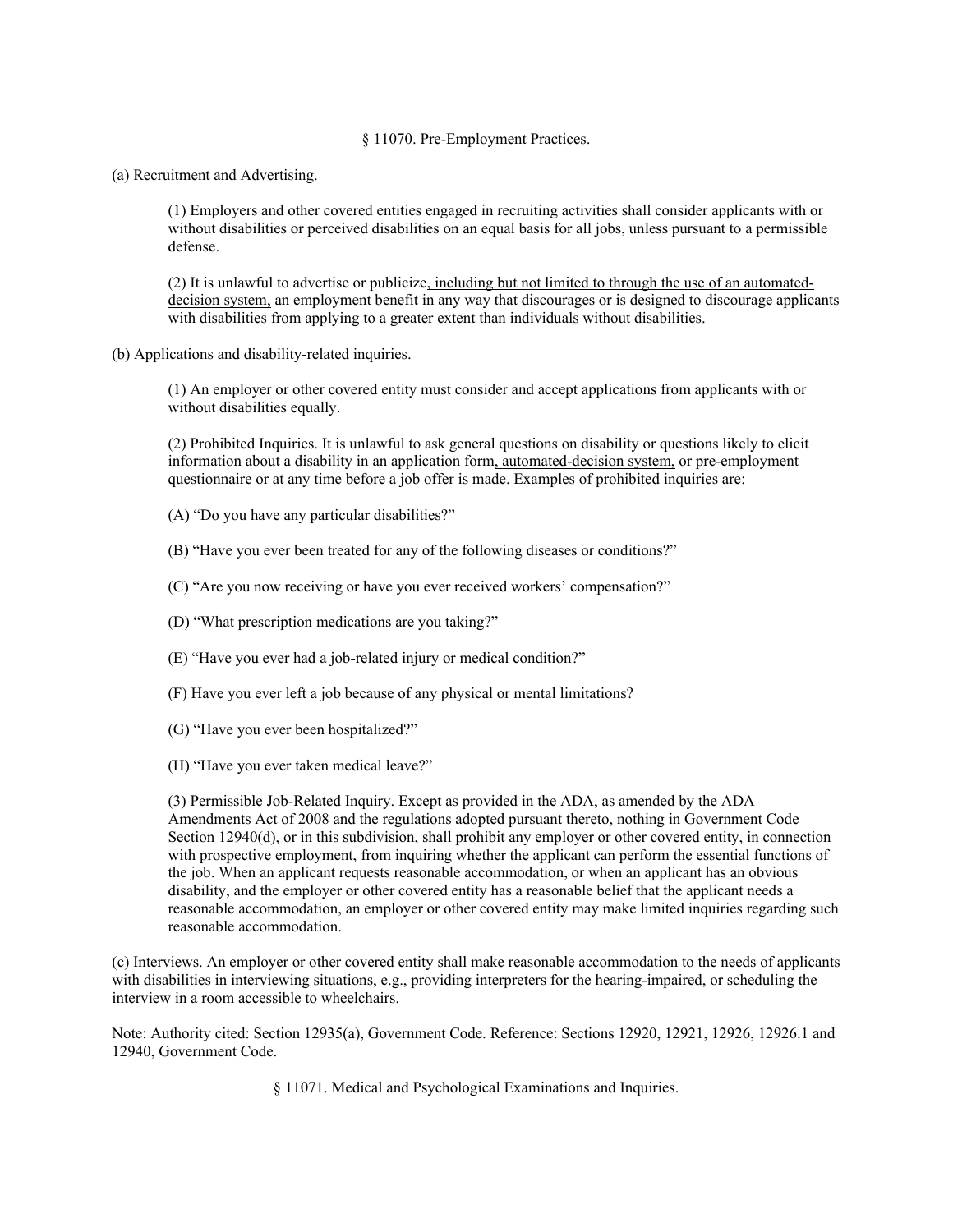§ 11070. Pre-Employment Practices.

(a) Recruitment and Advertising.

(1) Employers and other covered entities engaged in recruiting activities shall consider applicants with or without disabilities or perceived disabilities on an equal basis for all jobs, unless pursuant to a permissible defense.

(2) It is unlawful to advertise or publicize<u>, including but not limited to through the use of an automated-decision system,</u> an employment benefit in any way that discourages or is designed to discourage applicants with disabilities from applying to a greater extent than individuals without disabilities.

(b) Applications and disability-related inquiries.

(1) An employer or other covered entity must consider and accept applications from applicants with or without disabilities equally.

(2) Prohibited Inquiries. It is unlawful to ask general questions on disability or questions likely to elicit information about a disability in an application form<u>, automated-decision system,</u> or pre-employment questionnaire or at any time before a job offer is made. Examples of prohibited inquiries are:

(A) "Do you have any particular disabilities?"

(B) "Have you ever been treated for any of the following diseases or conditions?"

(C) "Are you now receiving or have you ever received workers' compensation?"

(D) "What prescription medications are you taking?"

(E) "Have you ever had a job-related injury or medical condition?"

(F) Have you ever left a job because of any physical or mental limitations?

(G) "Have you ever been hospitalized?"

(H) "Have you ever taken medical leave?"

(3) Permissible Job-Related Inquiry. Except as provided in the ADA, as amended by the ADA Amendments Act of 2008 and the regulations adopted pursuant thereto, nothing in Government Code Section 12940(d), or in this subdivision, shall prohibit any employer or other covered entity, in connection with prospective employment, from inquiring whether the applicant can perform the essential functions of the job. When an applicant requests reasonable accommodation, or when an applicant has an obvious disability, and the employer or other covered entity has a reasonable belief that the applicant needs a reasonable accommodation, an employer or other covered entity may make limited inquiries regarding such reasonable accommodation.

(c) Interviews. An employer or other covered entity shall make reasonable accommodation to the needs of applicants with disabilities in interviewing situations, e.g., providing interpreters for the hearing-impaired, or scheduling the interview in a room accessible to wheelchairs.

Note: Authority cited: Section 12935(a), Government Code. Reference: Sections 12920, 12921, 12926, 12926.1 and 12940, Government Code.

§ 11071. Medical and Psychological Examinations and Inquiries.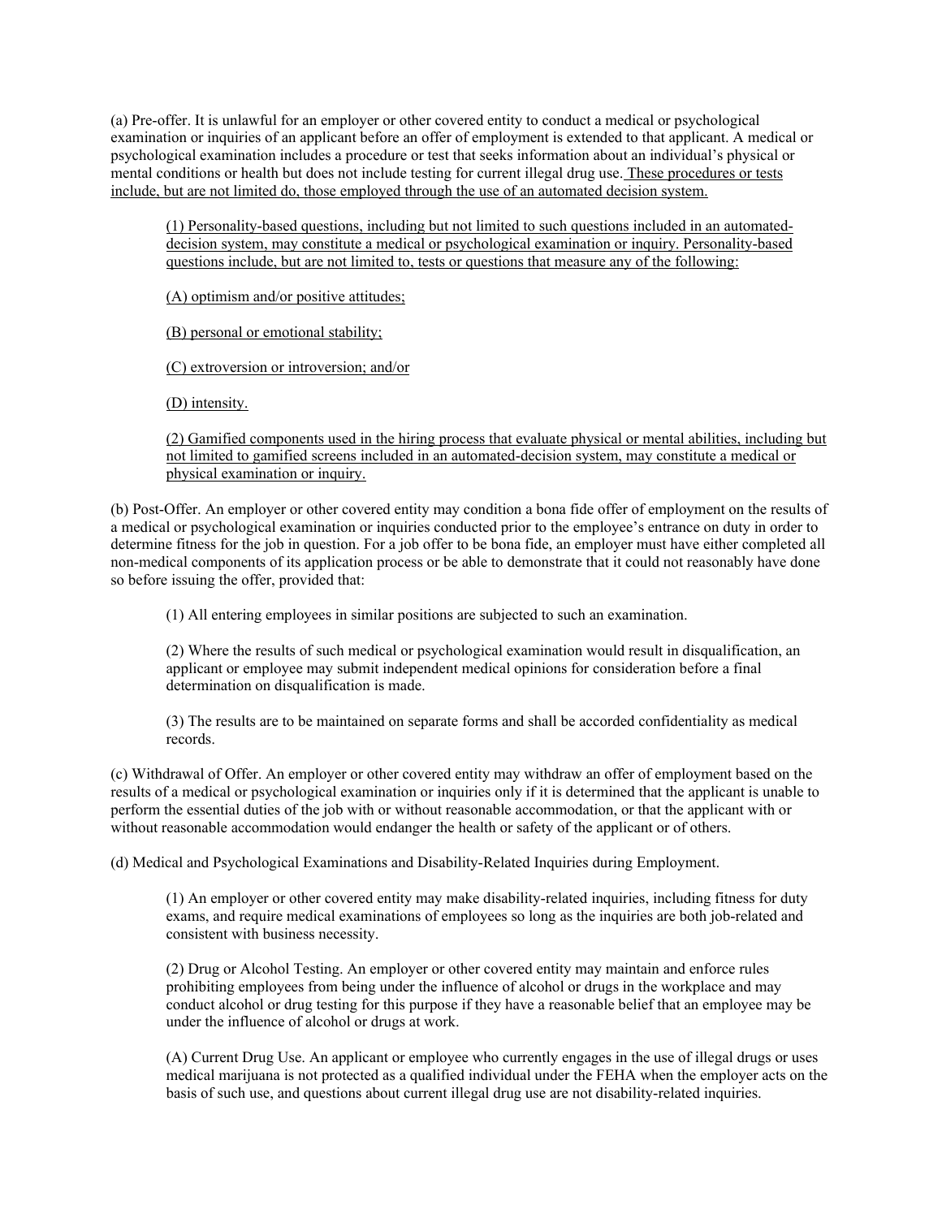(a) Pre-offer. It is unlawful for an employer or other covered entity to conduct a medical or psychological examination or inquiries of an applicant before an offer of employment is extended to that applicant. A medical or psychological examination includes a procedure or test that seeks information about an individual's physical or mental conditions or health but does not include testing for current illegal drug use. <u>These procedures or tests include, but are not limited do, those employed through the use of an automated decision system.</u>

> <u>(1) Personality-based questions, including but not limited to such questions included in an automated-decision system, may constitute a medical or psychological examination or inquiry. Personality-based questions include, but are not limited to, tests or questions that measure any of the following:</u>
>
> <u>(A) optimism and/or positive attitudes;</u>
>
> <u>(B) personal or emotional stability;</u>
>
> <u>(C) extroversion or introversion; and/or</u>
>
> <u>(D) intensity.</u>
>
> <u>(2) Gamified components used in the hiring process that evaluate physical or mental abilities, including but not limited to gamified screens included in an automated-decision system, may constitute a medical or physical examination or inquiry.</u>

(b) Post-Offer. An employer or other covered entity may condition a bona fide offer of employment on the results of a medical or psychological examination or inquiries conducted prior to the employee's entrance on duty in order to determine fitness for the job in question. For a job offer to be bona fide, an employer must have either completed all non-medical components of its application process or be able to demonstrate that it could not reasonably have done so before issuing the offer, provided that:

> (1) All entering employees in similar positions are subjected to such an examination.
>
> (2) Where the results of such medical or psychological examination would result in disqualification, an applicant or employee may submit independent medical opinions for consideration before a final determination on disqualification is made.
>
> (3) The results are to be maintained on separate forms and shall be accorded confidentiality as medical records.

(c) Withdrawal of Offer. An employer or other covered entity may withdraw an offer of employment based on the results of a medical or psychological examination or inquiries only if it is determined that the applicant is unable to perform the essential duties of the job with or without reasonable accommodation, or that the applicant with or without reasonable accommodation would endanger the health or safety of the applicant or of others.

(d) Medical and Psychological Examinations and Disability-Related Inquiries during Employment.

> (1) An employer or other covered entity may make disability-related inquiries, including fitness for duty exams, and require medical examinations of employees so long as the inquiries are both job-related and consistent with business necessity.
>
> (2) Drug or Alcohol Testing. An employer or other covered entity may maintain and enforce rules prohibiting employees from being under the influence of alcohol or drugs in the workplace and may conduct alcohol or drug testing for this purpose if they have a reasonable belief that an employee may be under the influence of alcohol or drugs at work.
>
> (A) Current Drug Use. An applicant or employee who currently engages in the use of illegal drugs or uses medical marijuana is not protected as a qualified individual under the FEHA when the employer acts on the basis of such use, and questions about current illegal drug use are not disability-related inquiries.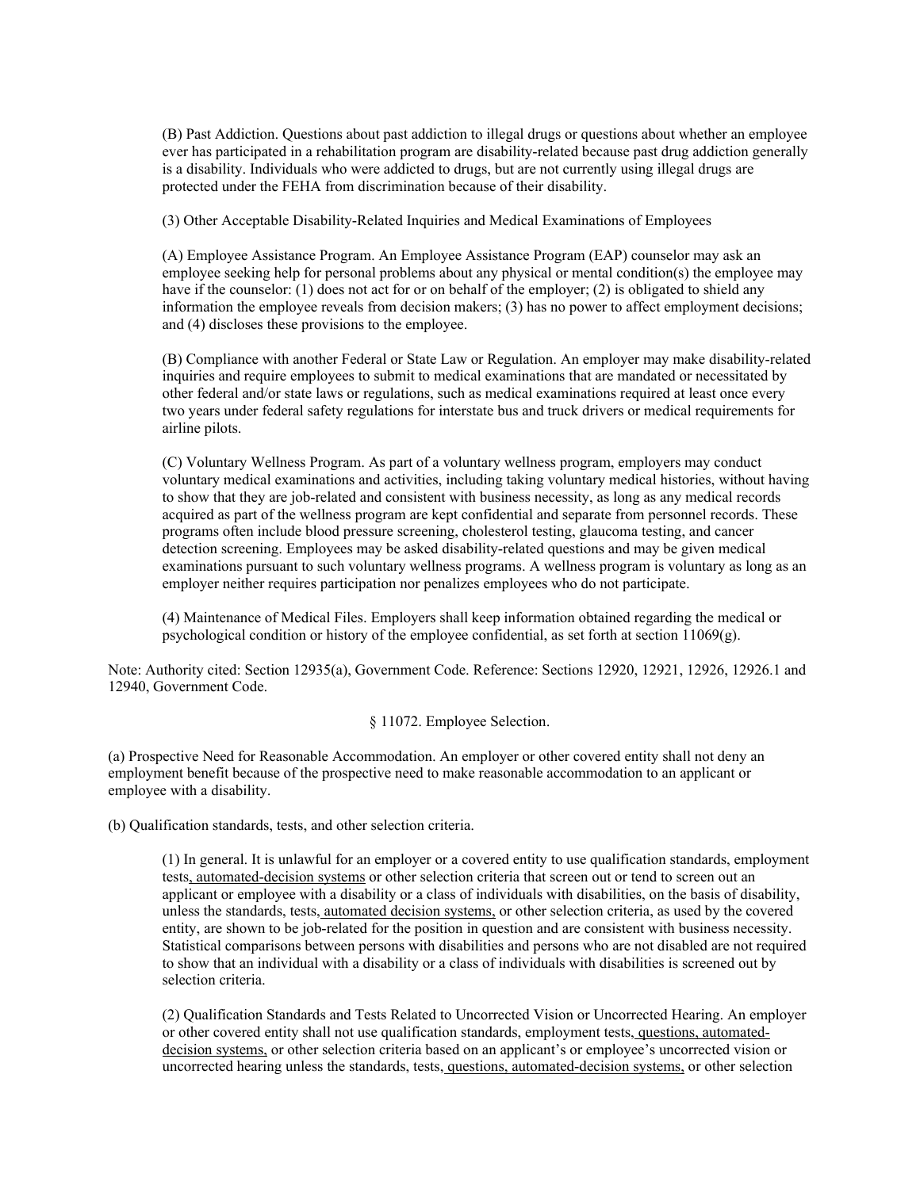(B) Past Addiction. Questions about past addiction to illegal drugs or questions about whether an employee ever has participated in a rehabilitation program are disability-related because past drug addiction generally is a disability. Individuals who were addicted to drugs, but are not currently using illegal drugs are protected under the FEHA from discrimination because of their disability.

(3) Other Acceptable Disability-Related Inquiries and Medical Examinations of Employees

(A) Employee Assistance Program. An Employee Assistance Program (EAP) counselor may ask an employee seeking help for personal problems about any physical or mental condition(s) the employee may have if the counselor: (1) does not act for or on behalf of the employer; (2) is obligated to shield any information the employee reveals from decision makers; (3) has no power to affect employment decisions; and (4) discloses these provisions to the employee.

(B) Compliance with another Federal or State Law or Regulation. An employer may make disability-related inquiries and require employees to submit to medical examinations that are mandated or necessitated by other federal and/or state laws or regulations, such as medical examinations required at least once every two years under federal safety regulations for interstate bus and truck drivers or medical requirements for airline pilots.

(C) Voluntary Wellness Program. As part of a voluntary wellness program, employers may conduct voluntary medical examinations and activities, including taking voluntary medical histories, without having to show that they are job-related and consistent with business necessity, as long as any medical records acquired as part of the wellness program are kept confidential and separate from personnel records. These programs often include blood pressure screening, cholesterol testing, glaucoma testing, and cancer detection screening. Employees may be asked disability-related questions and may be given medical examinations pursuant to such voluntary wellness programs. A wellness program is voluntary as long as an employer neither requires participation nor penalizes employees who do not participate.

(4) Maintenance of Medical Files. Employers shall keep information obtained regarding the medical or psychological condition or history of the employee confidential, as set forth at section 11069(g).

Note: Authority cited: Section 12935(a), Government Code. Reference: Sections 12920, 12921, 12926, 12926.1 and 12940, Government Code.

§ 11072. Employee Selection.

(a) Prospective Need for Reasonable Accommodation. An employer or other covered entity shall not deny an employment benefit because of the prospective need to make reasonable accommodation to an applicant or employee with a disability.

(b) Qualification standards, tests, and other selection criteria.

(1) In general. It is unlawful for an employer or a covered entity to use qualification standards, employment tests, automated-decision systems or other selection criteria that screen out or tend to screen out an applicant or employee with a disability or a class of individuals with disabilities, on the basis of disability, unless the standards, tests, automated decision systems, or other selection criteria, as used by the covered entity, are shown to be job-related for the position in question and are consistent with business necessity. Statistical comparisons between persons with disabilities and persons who are not disabled are not required to show that an individual with a disability or a class of individuals with disabilities is screened out by selection criteria.

(2) Qualification Standards and Tests Related to Uncorrected Vision or Uncorrected Hearing. An employer or other covered entity shall not use qualification standards, employment tests, questions, automated-decision systems, or other selection criteria based on an applicant's or employee's uncorrected vision or uncorrected hearing unless the standards, tests, questions, automated-decision systems, or other selection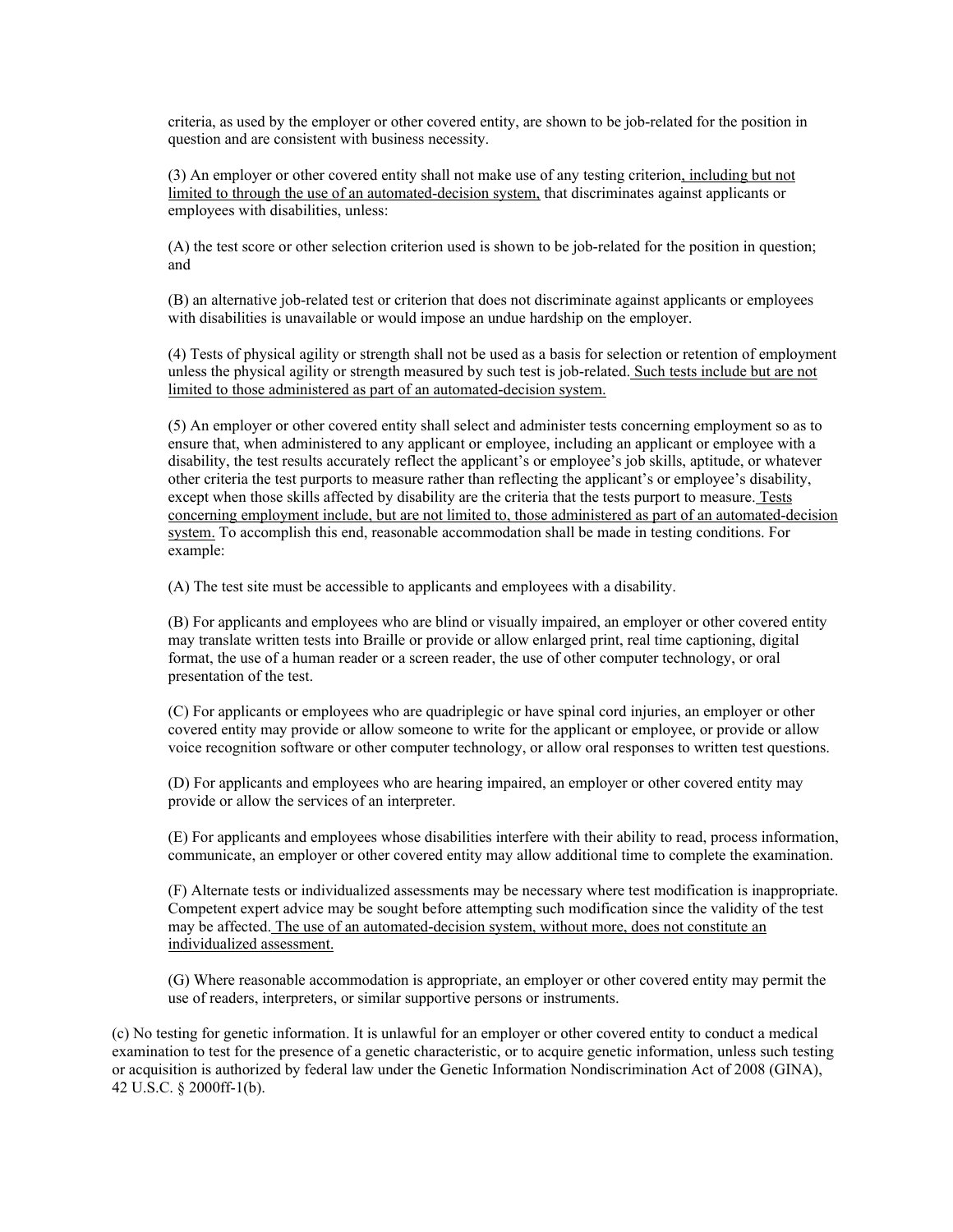criteria, as used by the employer or other covered entity, are shown to be job-related for the position in question and are consistent with business necessity.

(3) An employer or other covered entity shall not make use of any testing criterion<u>, including but not limited to through the use of an automated-decision system,</u> that discriminates against applicants or employees with disabilities, unless:

(A) the test score or other selection criterion used is shown to be job-related for the position in question; and

(B) an alternative job-related test or criterion that does not discriminate against applicants or employees with disabilities is unavailable or would impose an undue hardship on the employer.

(4) Tests of physical agility or strength shall not be used as a basis for selection or retention of employment unless the physical agility or strength measured by such test is job-related.<u> Such tests include but are not limited to those administered as part of an automated-decision system.</u>

(5) An employer or other covered entity shall select and administer tests concerning employment so as to ensure that, when administered to any applicant or employee, including an applicant or employee with a disability, the test results accurately reflect the applicant's or employee's job skills, aptitude, or whatever other criteria the test purports to measure rather than reflecting the applicant's or employee's disability, except when those skills affected by disability are the criteria that the tests purport to measure.<u> Tests concerning employment include, but are not limited to, those administered as part of an automated-decision system.</u> To accomplish this end, reasonable accommodation shall be made in testing conditions. For example:

(A) The test site must be accessible to applicants and employees with a disability.

(B) For applicants and employees who are blind or visually impaired, an employer or other covered entity may translate written tests into Braille or provide or allow enlarged print, real time captioning, digital format, the use of a human reader or a screen reader, the use of other computer technology, or oral presentation of the test.

(C) For applicants or employees who are quadriplegic or have spinal cord injuries, an employer or other covered entity may provide or allow someone to write for the applicant or employee, or provide or allow voice recognition software or other computer technology, or allow oral responses to written test questions.

(D) For applicants and employees who are hearing impaired, an employer or other covered entity may provide or allow the services of an interpreter.

(E) For applicants and employees whose disabilities interfere with their ability to read, process information, communicate, an employer or other covered entity may allow additional time to complete the examination.

(F) Alternate tests or individualized assessments may be necessary where test modification is inappropriate. Competent expert advice may be sought before attempting such modification since the validity of the test may be affected.<u> The use of an automated-decision system, without more, does not constitute an individualized assessment.</u>

(G) Where reasonable accommodation is appropriate, an employer or other covered entity may permit the use of readers, interpreters, or similar supportive persons or instruments.

(c) No testing for genetic information. It is unlawful for an employer or other covered entity to conduct a medical examination to test for the presence of a genetic characteristic, or to acquire genetic information, unless such testing or acquisition is authorized by federal law under the Genetic Information Nondiscrimination Act of 2008 (GINA), 42 U.S.C. § 2000ff-1(b).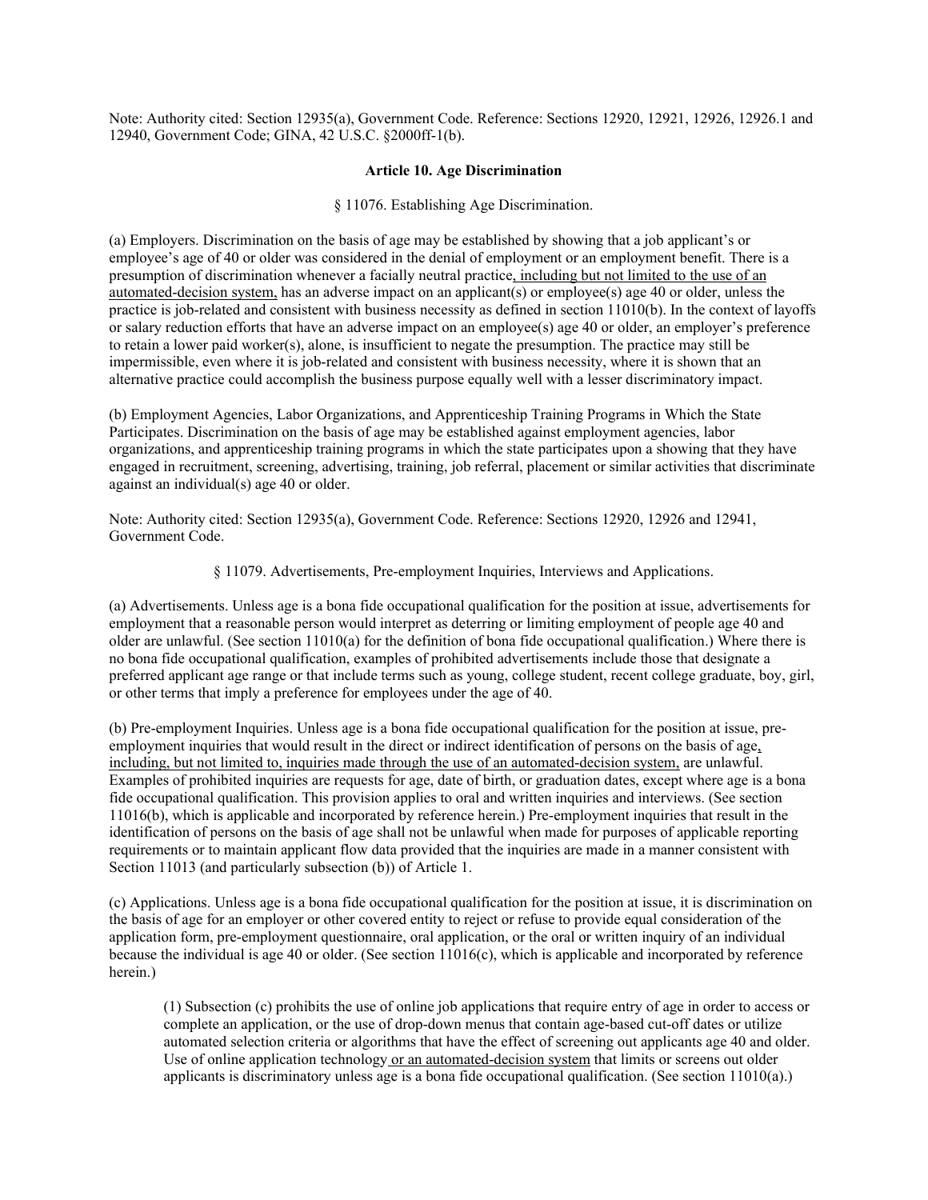Note: Authority cited: Section 12935(a), Government Code. Reference: Sections 12920, 12921, 12926, 12926.1 and 12940, Government Code; GINA, 42 U.S.C. §2000ff-1(b).

**Article 10. Age Discrimination**

§ 11076. Establishing Age Discrimination.

(a) Employers. Discrimination on the basis of age may be established by showing that a job applicant's or employee's age of 40 or older was considered in the denial of employment or an employment benefit. There is a presumption of discrimination whenever a facially neutral practice, including but not limited to the use of an automated-decision system, has an adverse impact on an applicant(s) or employee(s) age 40 or older, unless the practice is job-related and consistent with business necessity as defined in section 11010(b). In the context of layoffs or salary reduction efforts that have an adverse impact on an employee(s) age 40 or older, an employer's preference to retain a lower paid worker(s), alone, is insufficient to negate the presumption. The practice may still be impermissible, even where it is job-related and consistent with business necessity, where it is shown that an alternative practice could accomplish the business purpose equally well with a lesser discriminatory impact.

(b) Employment Agencies, Labor Organizations, and Apprenticeship Training Programs in Which the State Participates. Discrimination on the basis of age may be established against employment agencies, labor organizations, and apprenticeship training programs in which the state participates upon a showing that they have engaged in recruitment, screening, advertising, training, job referral, placement or similar activities that discriminate against an individual(s) age 40 or older.

Note: Authority cited: Section 12935(a), Government Code. Reference: Sections 12920, 12926 and 12941, Government Code.

§ 11079. Advertisements, Pre-employment Inquiries, Interviews and Applications.

(a) Advertisements. Unless age is a bona fide occupational qualification for the position at issue, advertisements for employment that a reasonable person would interpret as deterring or limiting employment of people age 40 and older are unlawful. (See section 11010(a) for the definition of bona fide occupational qualification.) Where there is no bona fide occupational qualification, examples of prohibited advertisements include those that designate a preferred applicant age range or that include terms such as young, college student, recent college graduate, boy, girl, or other terms that imply a preference for employees under the age of 40.

(b) Pre-employment Inquiries. Unless age is a bona fide occupational qualification for the position at issue, pre-employment inquiries that would result in the direct or indirect identification of persons on the basis of age, including, but not limited to, inquiries made through the use of an automated-decision system, are unlawful. Examples of prohibited inquiries are requests for age, date of birth, or graduation dates, except where age is a bona fide occupational qualification. This provision applies to oral and written inquiries and interviews. (See section 11016(b), which is applicable and incorporated by reference herein.) Pre-employment inquiries that result in the identification of persons on the basis of age shall not be unlawful when made for purposes of applicable reporting requirements or to maintain applicant flow data provided that the inquiries are made in a manner consistent with Section 11013 (and particularly subsection (b)) of Article 1.

(c) Applications. Unless age is a bona fide occupational qualification for the position at issue, it is discrimination on the basis of age for an employer or other covered entity to reject or refuse to provide equal consideration of the application form, pre-employment questionnaire, oral application, or the oral or written inquiry of an individual because the individual is age 40 or older. (See section 11016(c), which is applicable and incorporated by reference herein.)

> (1) Subsection (c) prohibits the use of online job applications that require entry of age in order to access or complete an application, or the use of drop-down menus that contain age-based cut-off dates or utilize automated selection criteria or algorithms that have the effect of screening out applicants age 40 and older. Use of online application technology or an automated-decision system that limits or screens out older applicants is discriminatory unless age is a bona fide occupational qualification. (See section 11010(a).)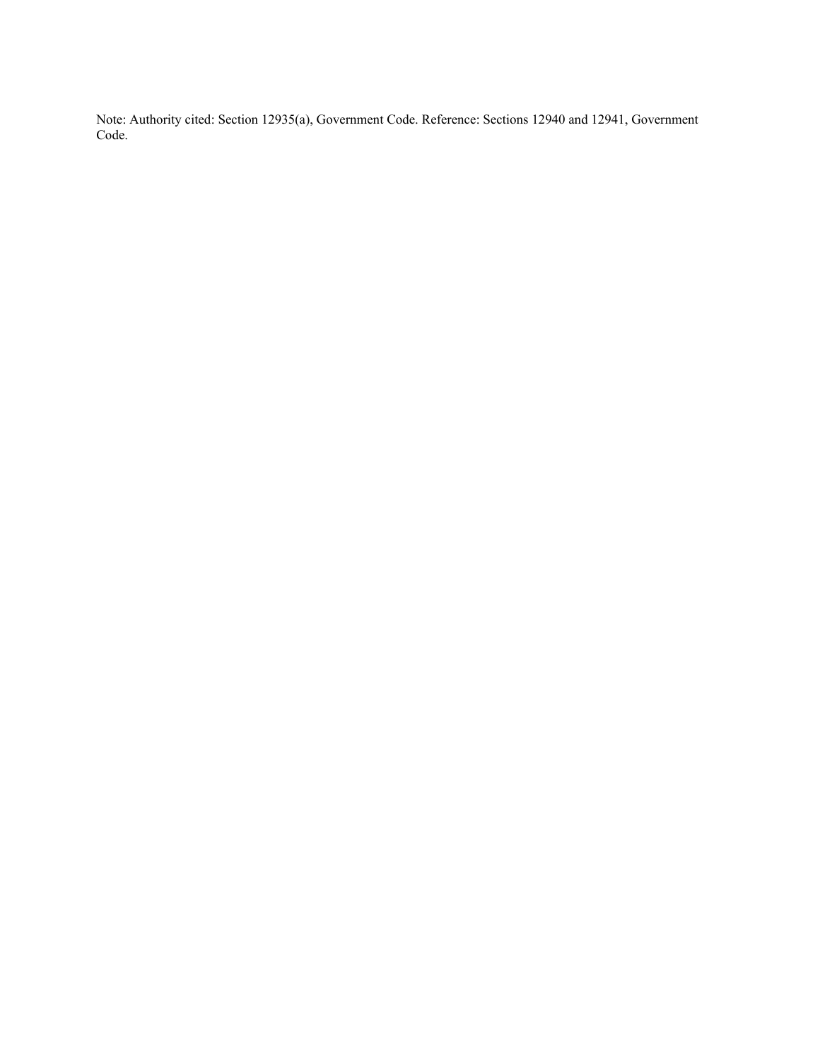Note: Authority cited: Section 12935(a), Government Code. Reference: Sections 12940 and 12941, Government Code.